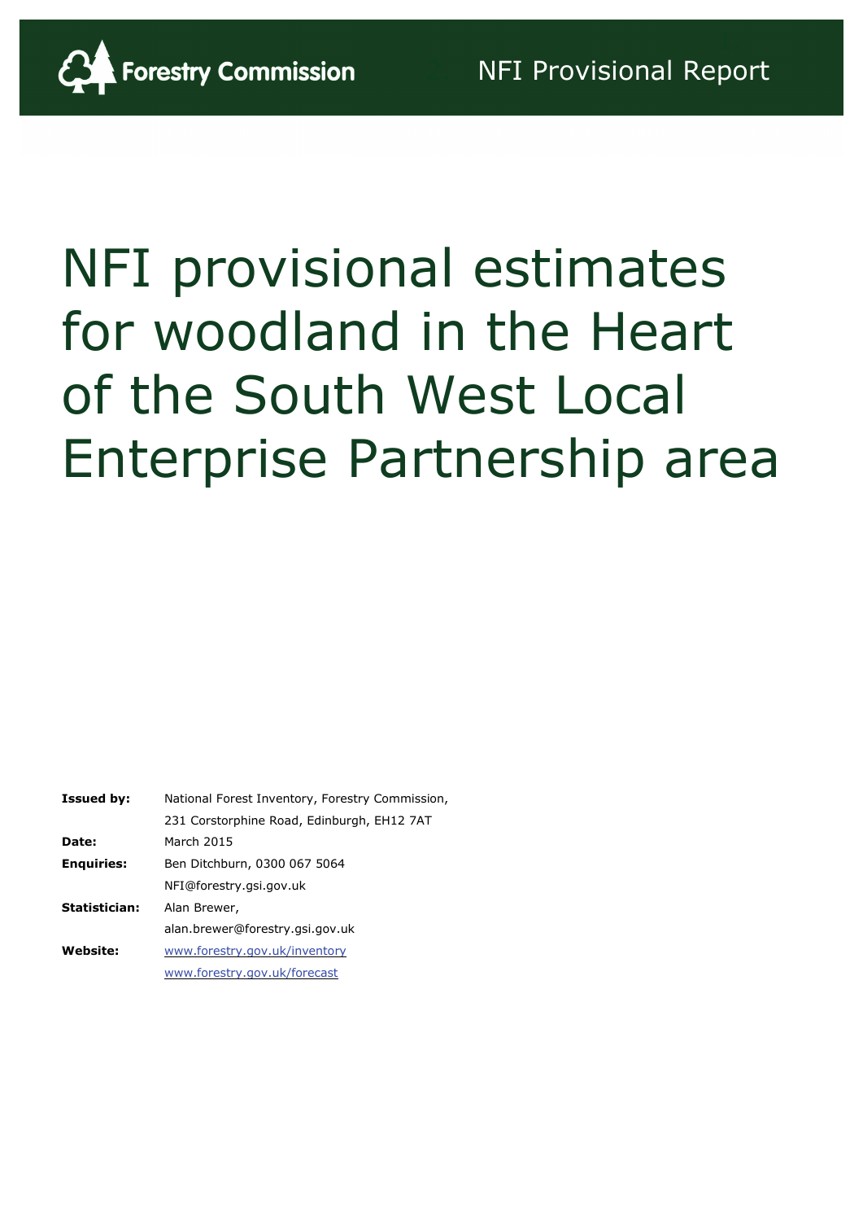Forestry Commission

NFI Provisional Report

# NFI provisional estimates for woodland in the Heart of the South West Local Enterprise Partnership area

| | |
|---|---|
| **Issued by:** | National Forest Inventory, Forestry Commission, |
| | 231 Corstorphine Road, Edinburgh, EH12 7AT |
| **Date:** | March 2015 |
| **Enquiries:** | Ben Ditchburn, 0300 067 5064 |
| | NFI@forestry.gsi.gov.uk |
| **Statistician:** | Alan Brewer, |
| | alan.brewer@forestry.gsi.gov.uk |
| **Website:** | www.forestry.gov.uk/inventory |
| | www.forestry.gov.uk/forecast |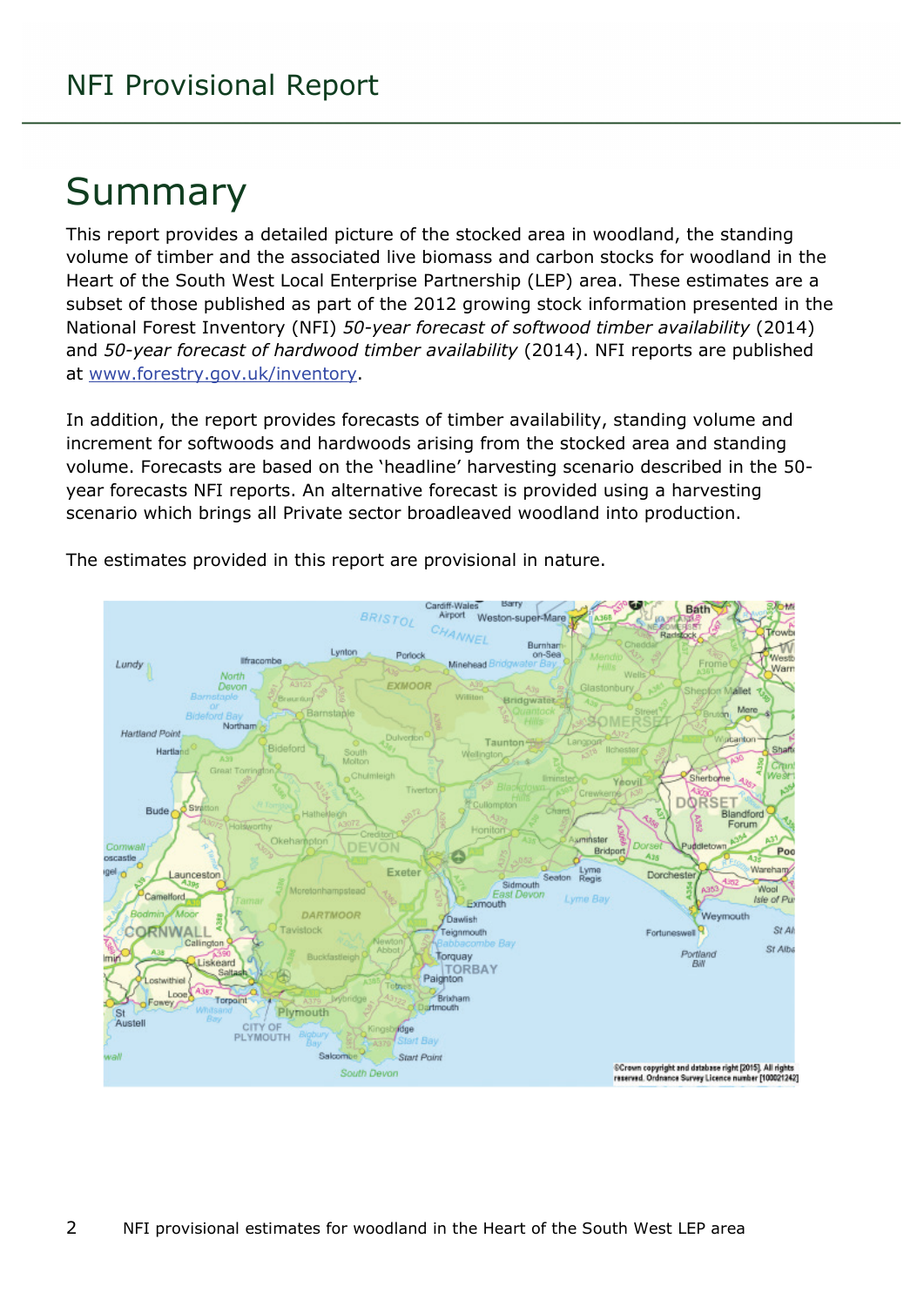# Summary

This report provides a detailed picture of the stocked area in woodland, the standing volume of timber and the associated live biomass and carbon stocks for woodland in the Heart of the South West Local Enterprise Partnership (LEP) area. These estimates are a subset of those published as part of the 2012 growing stock information presented in the National Forest Inventory (NFI) *50-year forecast of softwood timber availability* (2014) and *50-year forecast of hardwood timber availability* (2014). NFI reports are published at www.forestry.gov.uk/inventory.

In addition, the report provides forecasts of timber availability, standing volume and increment for softwoods and hardwoods arising from the stocked area and standing volume. Forecasts are based on the 'headline' harvesting scenario described in the 50-year forecasts NFI reports. An alternative forecast is provided using a harvesting scenario which brings all Private sector broadleaved woodland into production.

The estimates provided in this report are provisional in nature.

©Crown copyright and database right [2015]. All rights reserved. Ordnance Survey Licence number [100021242]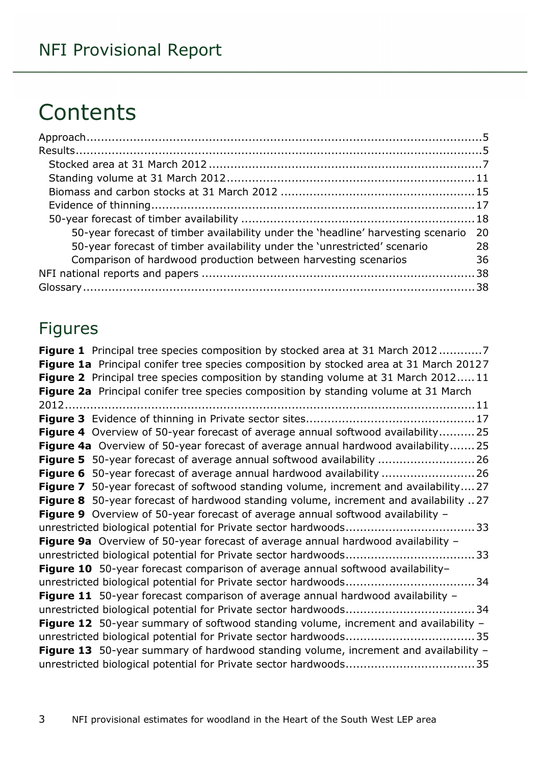# Contents

Approach ..... 5
Results ..... 5
- Stocked area at 31 March 2012 ..... 7
- Standing volume at 31 March 2012 ..... 11
- Biomass and carbon stocks at 31 March 2012 ..... 15
- Evidence of thinning ..... 17
- 50-year forecast of timber availability ..... 18
  - 50-year forecast of timber availability under the 'headline' harvesting scenario 20
  - 50-year forecast of timber availability under the 'unrestricted' scenario 28
  - Comparison of hardwood production between harvesting scenarios 36

NFI national reports and papers ..... 38
Glossary ..... 38

## Figures

**Figure 1** Principal tree species composition by stocked area at 31 March 2012 ..... 7
**Figure 1a** Principal conifer tree species composition by stocked area at 31 March 2012 7
**Figure 2** Principal tree species composition by standing volume at 31 March 2012 ..... 11
**Figure 2a** Principal conifer tree species composition by standing volume at 31 March 2012 ..... 11
**Figure 3** Evidence of thinning in Private sector sites ..... 17
**Figure 4** Overview of 50-year forecast of average annual softwood availability ..... 25
**Figure 4a** Overview of 50-year forecast of average annual hardwood availability ..... 25
**Figure 5** 50-year forecast of average annual softwood availability ..... 26
**Figure 6** 50-year forecast of average annual hardwood availability ..... 26
**Figure 7** 50-year forecast of softwood standing volume, increment and availability ..... 27
**Figure 8** 50-year forecast of hardwood standing volume, increment and availability ..... 27
**Figure 9** Overview of 50-year forecast of average annual softwood availability – unrestricted biological potential for Private sector hardwoods ..... 33
**Figure 9a** Overview of 50-year forecast of average annual hardwood availability – unrestricted biological potential for Private sector hardwoods ..... 33
**Figure 10** 50-year forecast comparison of average annual softwood availability– unrestricted biological potential for Private sector hardwoods ..... 34
**Figure 11** 50-year forecast comparison of average annual hardwood availability – unrestricted biological potential for Private sector hardwoods ..... 34
**Figure 12** 50-year summary of softwood standing volume, increment and availability – unrestricted biological potential for Private sector hardwoods ..... 35
**Figure 13** 50-year summary of hardwood standing volume, increment and availability – unrestricted biological potential for Private sector hardwoods ..... 35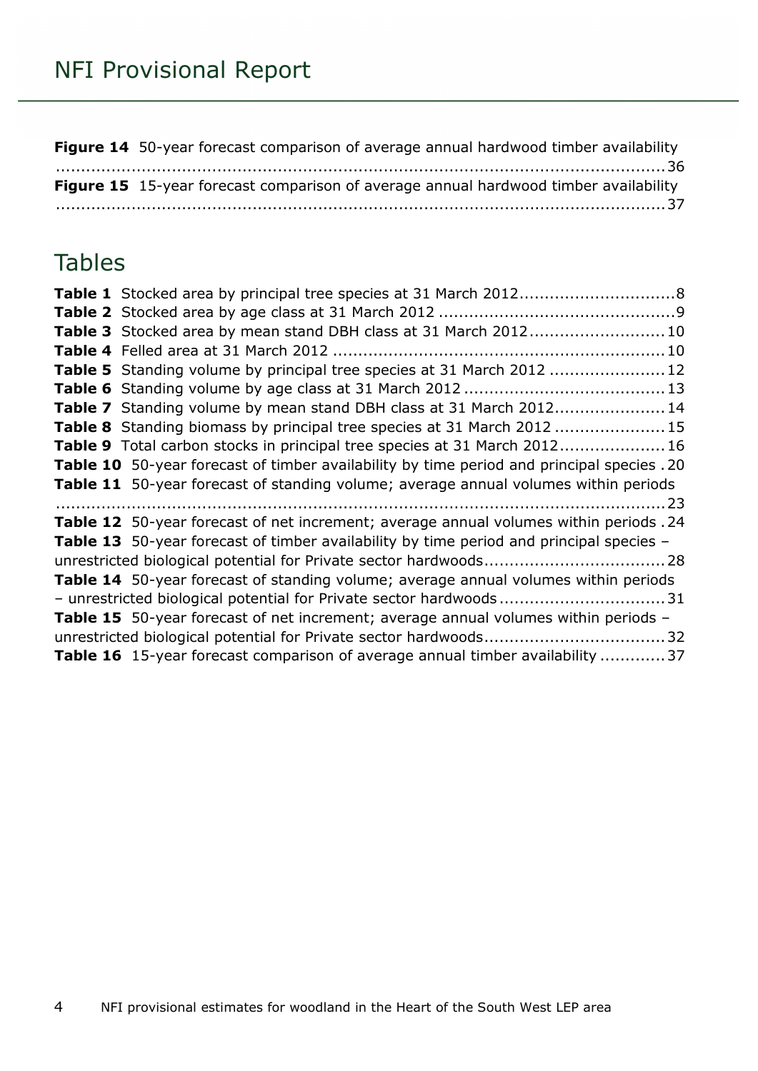**Figure 14** 50-year forecast comparison of average annual hardwood timber availability ....................................................................................................................36

**Figure 15** 15-year forecast comparison of average annual hardwood timber availability ....................................................................................................................37

## Tables

**Table 1** Stocked area by principal tree species at 31 March 2012..............................8

**Table 2** Stocked area by age class at 31 March 2012 ...............................................9

**Table 3** Stocked area by mean stand DBH class at 31 March 2012..........................10

**Table 4** Felled area at 31 March 2012 ..................................................................10

**Table 5** Standing volume by principal tree species at 31 March 2012 ......................12

**Table 6** Standing volume by age class at 31 March 2012 ........................................13

**Table 7** Standing volume by mean stand DBH class at 31 March 2012......................14

**Table 8** Standing biomass by principal tree species at 31 March 2012 ......................15

**Table 9** Total carbon stocks in principal tree species at 31 March 2012.....................16

**Table 10** 50-year forecast of timber availability by time period and principal species .20

**Table 11** 50-year forecast of standing volume; average annual volumes within periods ....................................................................................................................23

**Table 12** 50-year forecast of net increment; average annual volumes within periods .24

**Table 13** 50-year forecast of timber availability by time period and principal species – unrestricted biological potential for Private sector hardwoods...................................28

**Table 14** 50-year forecast of standing volume; average annual volumes within periods – unrestricted biological potential for Private sector hardwoods.................................31

**Table 15** 50-year forecast of net increment; average annual volumes within periods – unrestricted biological potential for Private sector hardwoods...................................32

**Table 16** 15-year forecast comparison of average annual timber availability .............37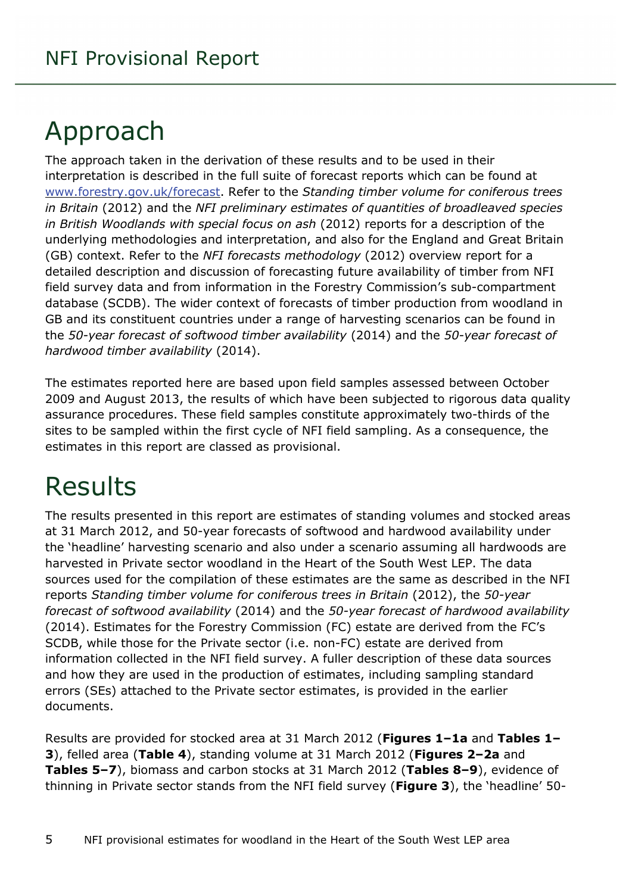# Approach

The approach taken in the derivation of these results and to be used in their interpretation is described in the full suite of forecast reports which can be found at [www.forestry.gov.uk/forecast](www.forestry.gov.uk/forecast). Refer to the *Standing timber volume for coniferous trees in Britain* (2012) and the *NFI preliminary estimates of quantities of broadleaved species in British Woodlands with special focus on ash* (2012) reports for a description of the underlying methodologies and interpretation, and also for the England and Great Britain (GB) context. Refer to the *NFI forecasts methodology* (2012) overview report for a detailed description and discussion of forecasting future availability of timber from NFI field survey data and from information in the Forestry Commission's sub-compartment database (SCDB). The wider context of forecasts of timber production from woodland in GB and its constituent countries under a range of harvesting scenarios can be found in the *50-year forecast of softwood timber availability* (2014) and the *50-year forecast of hardwood timber availability* (2014).

The estimates reported here are based upon field samples assessed between October 2009 and August 2013, the results of which have been subjected to rigorous data quality assurance procedures. These field samples constitute approximately two-thirds of the sites to be sampled within the first cycle of NFI field sampling. As a consequence, the estimates in this report are classed as provisional.

# Results

The results presented in this report are estimates of standing volumes and stocked areas at 31 March 2012, and 50-year forecasts of softwood and hardwood availability under the 'headline' harvesting scenario and also under a scenario assuming all hardwoods are harvested in Private sector woodland in the Heart of the South West LEP. The data sources used for the compilation of these estimates are the same as described in the NFI reports *Standing timber volume for coniferous trees in Britain* (2012), the *50-year forecast of softwood availability* (2014) and the *50-year forecast of hardwood availability* (2014). Estimates for the Forestry Commission (FC) estate are derived from the FC's SCDB, while those for the Private sector (i.e. non-FC) estate are derived from information collected in the NFI field survey. A fuller description of these data sources and how they are used in the production of estimates, including sampling standard errors (SEs) attached to the Private sector estimates, is provided in the earlier documents.

Results are provided for stocked area at 31 March 2012 (**Figures 1–1a** and **Tables 1–3**), felled area (**Table 4**), standing volume at 31 March 2012 (**Figures 2–2a** and **Tables 5–7**), biomass and carbon stocks at 31 March 2012 (**Tables 8–9**), evidence of thinning in Private sector stands from the NFI field survey (**Figure 3**), the 'headline' 50-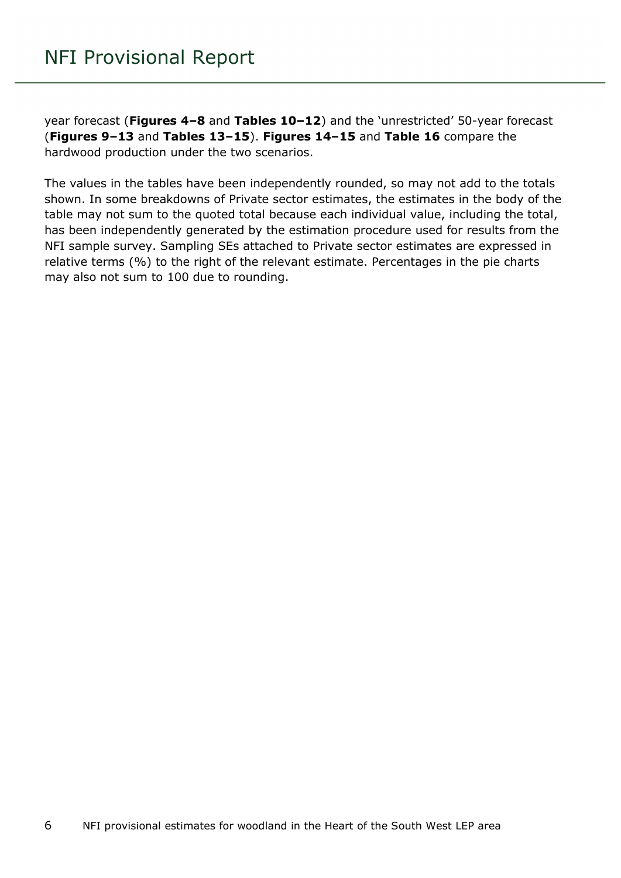year forecast (**Figures 4–8** and **Tables 10–12**) and the 'unrestricted' 50-year forecast (**Figures 9–13** and **Tables 13–15**). **Figures 14–15** and **Table 16** compare the hardwood production under the two scenarios.

The values in the tables have been independently rounded, so may not add to the totals shown. In some breakdowns of Private sector estimates, the estimates in the body of the table may not sum to the quoted total because each individual value, including the total, has been independently generated by the estimation procedure used for results from the NFI sample survey. Sampling SEs attached to Private sector estimates are expressed in relative terms (%) to the right of the relevant estimate. Percentages in the pie charts may also not sum to 100 due to rounding.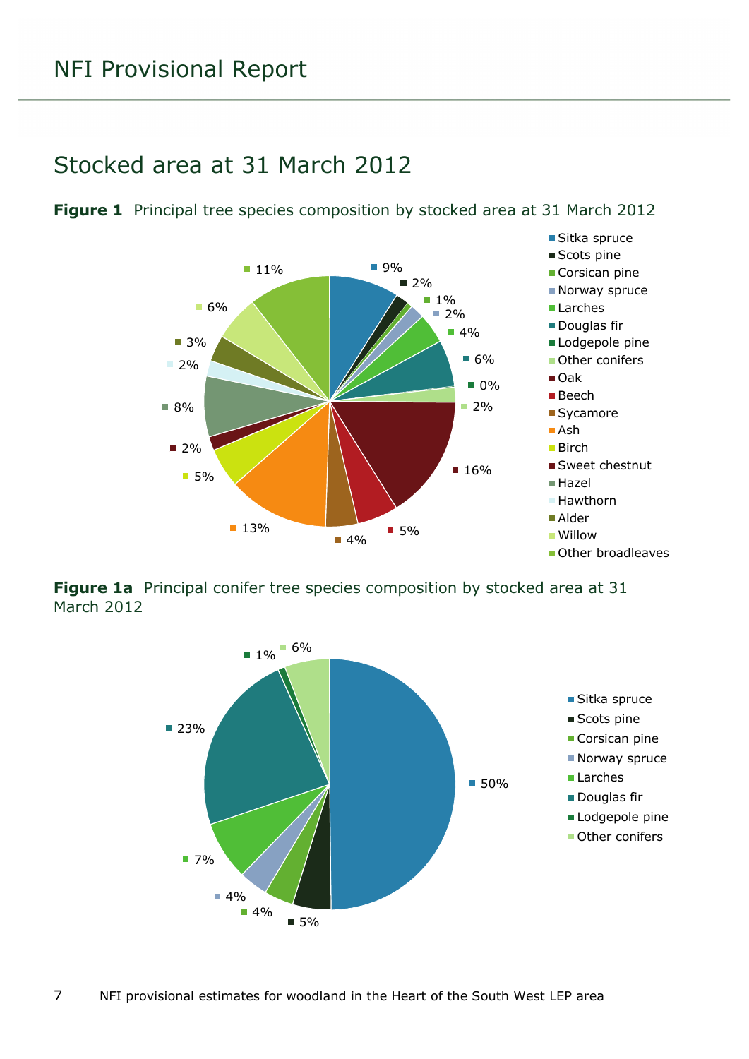## Stocked area at 31 March 2012

**Figure 1** Principal tree species composition by stocked area at 31 March 2012

| Species | % |
|---|---|
| Sitka spruce | 9% |
| Scots pine | 2% |
| Corsican pine | 1% |
| Norway spruce | 2% |
| Larches | 4% |
| Douglas fir | 6% |
| Lodgepole pine | 0% |
| Other conifers | 2% |
| Oak | 16% |
| Beech | 5% |
| Sycamore | 4% |
| Ash | 13% |
| Birch | 5% |
| Sweet chestnut | 2% |
| Hazel | 8% |
| Hawthorn | 2% |
| Alder | 3% |
| Willow | 6% |
| Other broadleaves | 11% |

**Figure 1a** Principal conifer tree species composition by stocked area at 31 March 2012

| Species | % |
|---|---|
| Sitka spruce | 50% |
| Scots pine | 5% |
| Corsican pine | 4% |
| Norway spruce | 4% |
| Larches | 7% |
| Douglas fir | 23% |
| Lodgepole pine | 1% |
| Other conifers | 6% |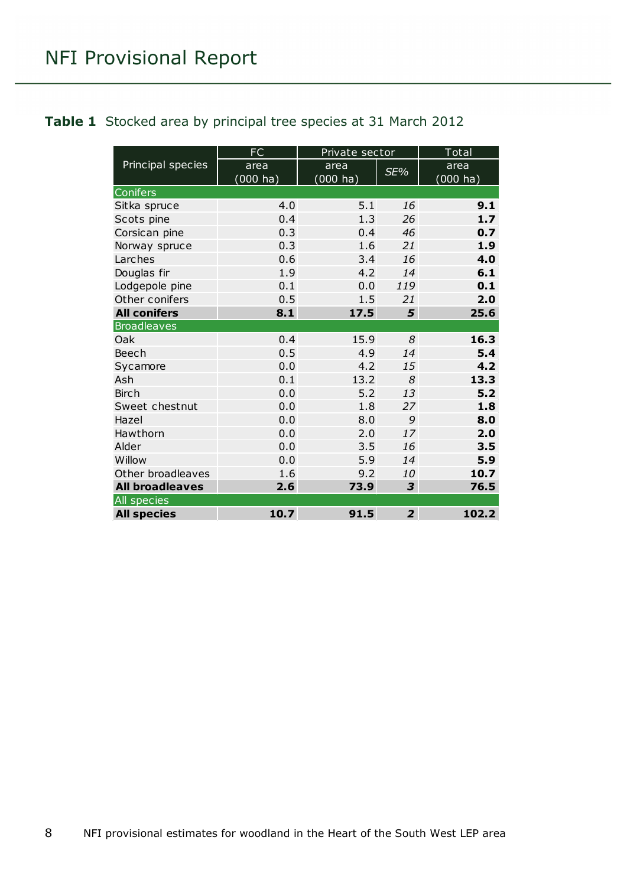**Table 1** Stocked area by principal tree species at 31 March 2012

| Principal species | FC | Private sector | | Total |
|---|---|---|---|---|
| | area (000 ha) | area (000 ha) | *SE%* | area (000 ha) |
| Conifers | | | | |
| Sitka spruce | 4.0 | 5.1 | *16* | **9.1** |
| Scots pine | 0.4 | 1.3 | *26* | **1.7** |
| Corsican pine | 0.3 | 0.4 | *46* | **0.7** |
| Norway spruce | 0.3 | 1.6 | *21* | **1.9** |
| Larches | 0.6 | 3.4 | *16* | **4.0** |
| Douglas fir | 1.9 | 4.2 | *14* | **6.1** |
| Lodgepole pine | 0.1 | 0.0 | *119* | **0.1** |
| Other conifers | 0.5 | 1.5 | *21* | **2.0** |
| **All conifers** | **8.1** | **17.5** | ***5*** | **25.6** |
| Broadleaves | | | | |
| Oak | 0.4 | 15.9 | *8* | **16.3** |
| Beech | 0.5 | 4.9 | *14* | **5.4** |
| Sycamore | 0.0 | 4.2 | *15* | **4.2** |
| Ash | 0.1 | 13.2 | *8* | **13.3** |
| Birch | 0.0 | 5.2 | *13* | **5.2** |
| Sweet chestnut | 0.0 | 1.8 | *27* | **1.8** |
| Hazel | 0.0 | 8.0 | *9* | **8.0** |
| Hawthorn | 0.0 | 2.0 | *17* | **2.0** |
| Alder | 0.0 | 3.5 | *16* | **3.5** |
| Willow | 0.0 | 5.9 | *14* | **5.9** |
| Other broadleaves | 1.6 | 9.2 | *10* | **10.7** |
| **All broadleaves** | **2.6** | **73.9** | ***3*** | **76.5** |
| All species | | | | |
| **All species** | **10.7** | **91.5** | ***2*** | **102.2** |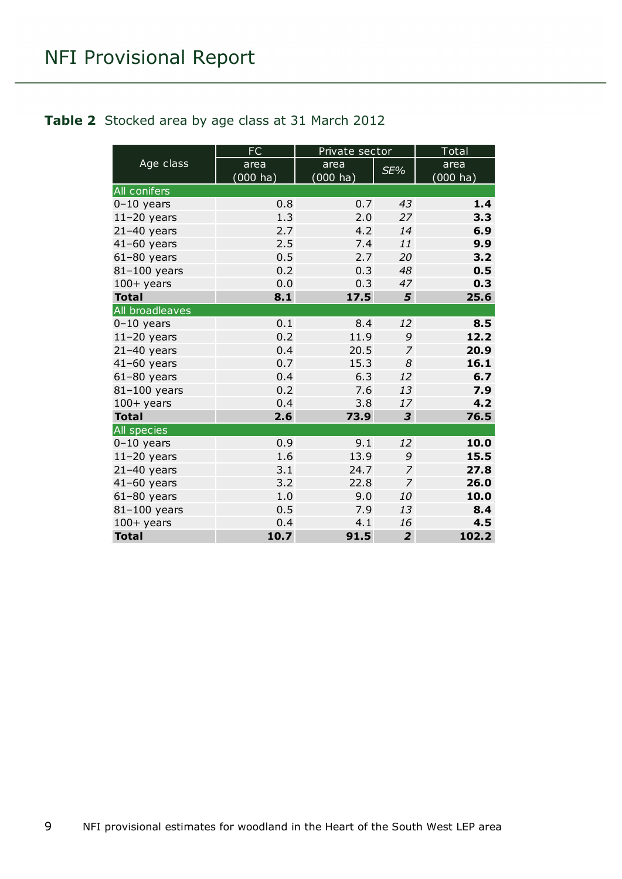**Table 2** Stocked area by age class at 31 March 2012

| Age class | FC area (000 ha) | Private sector area (000 ha) | Private sector *SE%* | Total area (000 ha) |
|---|---|---|---|---|
| **All conifers** | | | | |
| 0–10 years | 0.8 | 0.7 | *43* | **1.4** |
| 11–20 years | 1.3 | 2.0 | *27* | **3.3** |
| 21–40 years | 2.7 | 4.2 | *14* | **6.9** |
| 41–60 years | 2.5 | 7.4 | *11* | **9.9** |
| 61–80 years | 0.5 | 2.7 | *20* | **3.2** |
| 81–100 years | 0.2 | 0.3 | *48* | **0.5** |
| 100+ years | 0.0 | 0.3 | *47* | **0.3** |
| **Total** | **8.1** | **17.5** | ***5*** | **25.6** |
| **All broadleaves** | | | | |
| 0–10 years | 0.1 | 8.4 | *12* | **8.5** |
| 11–20 years | 0.2 | 11.9 | *9* | **12.2** |
| 21–40 years | 0.4 | 20.5 | *7* | **20.9** |
| 41–60 years | 0.7 | 15.3 | *8* | **16.1** |
| 61–80 years | 0.4 | 6.3 | *12* | **6.7** |
| 81–100 years | 0.2 | 7.6 | *13* | **7.9** |
| 100+ years | 0.4 | 3.8 | *17* | **4.2** |
| **Total** | **2.6** | **73.9** | ***3*** | **76.5** |
| **All species** | | | | |
| 0–10 years | 0.9 | 9.1 | *12* | **10.0** |
| 11–20 years | 1.6 | 13.9 | *9* | **15.5** |
| 21–40 years | 3.1 | 24.7 | *7* | **27.8** |
| 41–60 years | 3.2 | 22.8 | *7* | **26.0** |
| 61–80 years | 1.0 | 9.0 | *10* | **10.0** |
| 81–100 years | 0.5 | 7.9 | *13* | **8.4** |
| 100+ years | 0.4 | 4.1 | *16* | **4.5** |
| **Total** | **10.7** | **91.5** | ***2*** | **102.2** |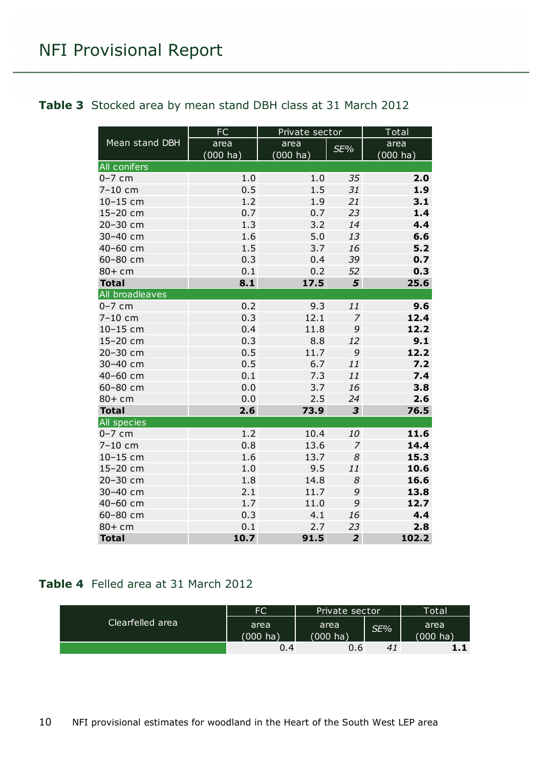**Table 3** Stocked area by mean stand DBH class at 31 March 2012

| Mean stand DBH | FC | Private sector | | Total |
|---|---|---|---|---|
| | area (000 ha) | area (000 ha) | *SE%* | area (000 ha) |
| **All conifers** | | | | |
| 0–7 cm | 1.0 | 1.0 | *35* | **2.0** |
| 7–10 cm | 0.5 | 1.5 | *31* | **1.9** |
| 10–15 cm | 1.2 | 1.9 | *21* | **3.1** |
| 15–20 cm | 0.7 | 0.7 | *23* | **1.4** |
| 20–30 cm | 1.3 | 3.2 | *14* | **4.4** |
| 30–40 cm | 1.6 | 5.0 | *13* | **6.6** |
| 40–60 cm | 1.5 | 3.7 | *16* | **5.2** |
| 60–80 cm | 0.3 | 0.4 | *39* | **0.7** |
| 80+ cm | 0.1 | 0.2 | *52* | **0.3** |
| **Total** | **8.1** | **17.5** | ***5*** | **25.6** |
| **All broadleaves** | | | | |
| 0–7 cm | 0.2 | 9.3 | *11* | **9.6** |
| 7–10 cm | 0.3 | 12.1 | *7* | **12.4** |
| 10–15 cm | 0.4 | 11.8 | *9* | **12.2** |
| 15–20 cm | 0.3 | 8.8 | *12* | **9.1** |
| 20–30 cm | 0.5 | 11.7 | *9* | **12.2** |
| 30–40 cm | 0.5 | 6.7 | *11* | **7.2** |
| 40–60 cm | 0.1 | 7.3 | *11* | **7.4** |
| 60–80 cm | 0.0 | 3.7 | *16* | **3.8** |
| 80+ cm | 0.0 | 2.5 | *24* | **2.6** |
| **Total** | **2.6** | **73.9** | ***3*** | **76.5** |
| **All species** | | | | |
| 0–7 cm | 1.2 | 10.4 | *10* | **11.6** |
| 7–10 cm | 0.8 | 13.6 | *7* | **14.4** |
| 10–15 cm | 1.6 | 13.7 | *8* | **15.3** |
| 15–20 cm | 1.0 | 9.5 | *11* | **10.6** |
| 20–30 cm | 1.8 | 14.8 | *8* | **16.6** |
| 30–40 cm | 2.1 | 11.7 | *9* | **13.8** |
| 40–60 cm | 1.7 | 11.0 | *9* | **12.7** |
| 60–80 cm | 0.3 | 4.1 | *16* | **4.4** |
| 80+ cm | 0.1 | 2.7 | *23* | **2.8** |
| **Total** | **10.7** | **91.5** | ***2*** | **102.2** |

**Table 4** Felled area at 31 March 2012

| Clearfelled area | FC | Private sector | | Total |
|---|---|---|---|---|
| | area (000 ha) | area (000 ha) | *SE%* | area (000 ha) |
| | 0.4 | 0.6 | *41* | **1.1** |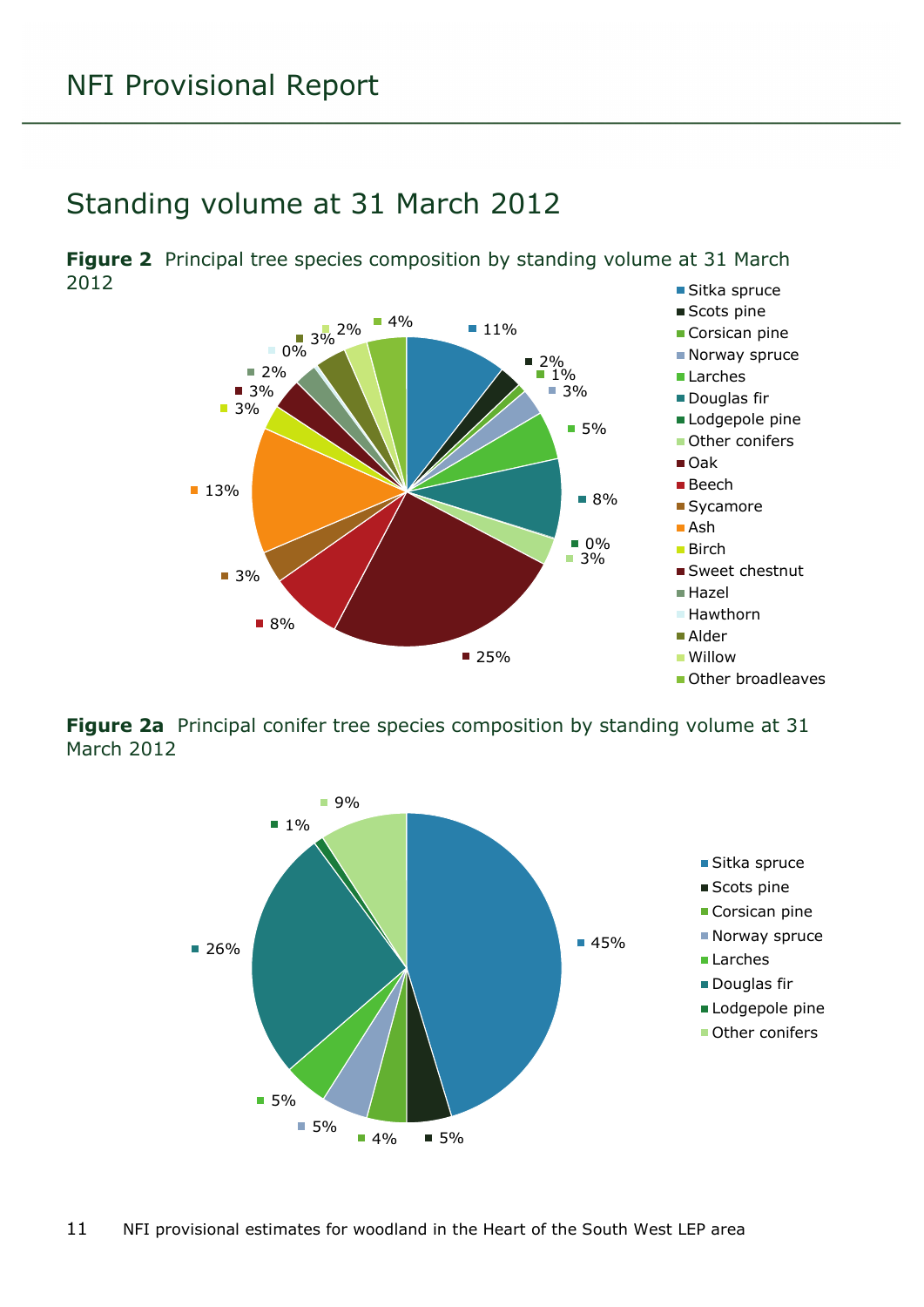# Standing volume at 31 March 2012

**Figure 2** Principal tree species composition by standing volume at 31 March 2012

| Species | % |
|---|---|
| Sitka spruce | 11% |
| Scots pine | 2% |
| Corsican pine | 1% |
| Norway spruce | 3% |
| Larches | 5% |
| Douglas fir | 8% |
| Lodgepole pine | 0% |
| Other conifers | 3% |
| Oak | 25% |
| Beech | 8% |
| Sycamore | 3% |
| Ash | 13% |
| Birch | 3% |
| Sweet chestnut | 3% |
| Hazel | 2% |
| Hawthorn | 0% |
| Alder | 3% |
| Willow | 2% |
| Other broadleaves | 4% |

**Figure 2a** Principal conifer tree species composition by standing volume at 31 March 2012

| Species | % |
|---|---|
| Sitka spruce | 45% |
| Scots pine | 5% |
| Corsican pine | 4% |
| Norway spruce | 5% |
| Larches | 5% |
| Douglas fir | 26% |
| Lodgepole pine | 1% |
| Other conifers | 9% |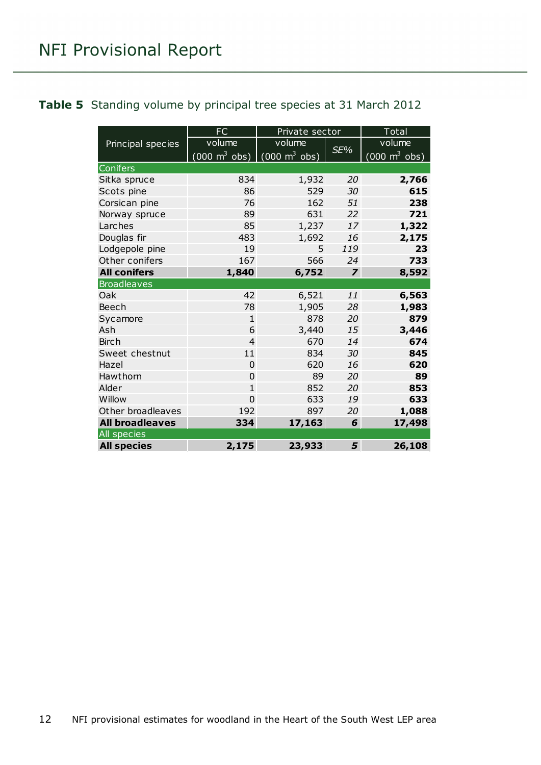**Table 5** Standing volume by principal tree species at 31 March 2012

| Principal species | FC | Private sector | | Total |
|---|---|---|---|---|
| | volume (000 $m^3$ obs) | volume (000 $m^3$ obs) | *SE%* | volume (000 $m^3$ obs) |
| Conifers | | | | |
| Sitka spruce | 834 | 1,932 | *20* | **2,766** |
| Scots pine | 86 | 529 | *30* | **615** |
| Corsican pine | 76 | 162 | *51* | **238** |
| Norway spruce | 89 | 631 | *22* | **721** |
| Larches | 85 | 1,237 | *17* | **1,322** |
| Douglas fir | 483 | 1,692 | *16* | **2,175** |
| Lodgepole pine | 19 | 5 | *119* | **23** |
| Other conifers | 167 | 566 | *24* | **733** |
| **All conifers** | **1,840** | **6,752** | ***7*** | **8,592** |
| Broadleaves | | | | |
| Oak | 42 | 6,521 | *11* | **6,563** |
| Beech | 78 | 1,905 | *28* | **1,983** |
| Sycamore | 1 | 878 | *20* | **879** |
| Ash | 6 | 3,440 | *15* | **3,446** |
| Birch | 4 | 670 | *14* | **674** |
| Sweet chestnut | 11 | 834 | *30* | **845** |
| Hazel | 0 | 620 | *16* | **620** |
| Hawthorn | 0 | 89 | *20* | **89** |
| Alder | 1 | 852 | *20* | **853** |
| Willow | 0 | 633 | *19* | **633** |
| Other broadleaves | 192 | 897 | *20* | **1,088** |
| **All broadleaves** | **334** | **17,163** | ***6*** | **17,498** |
| All species | | | | |
| **All species** | **2,175** | **23,933** | ***5*** | **26,108** |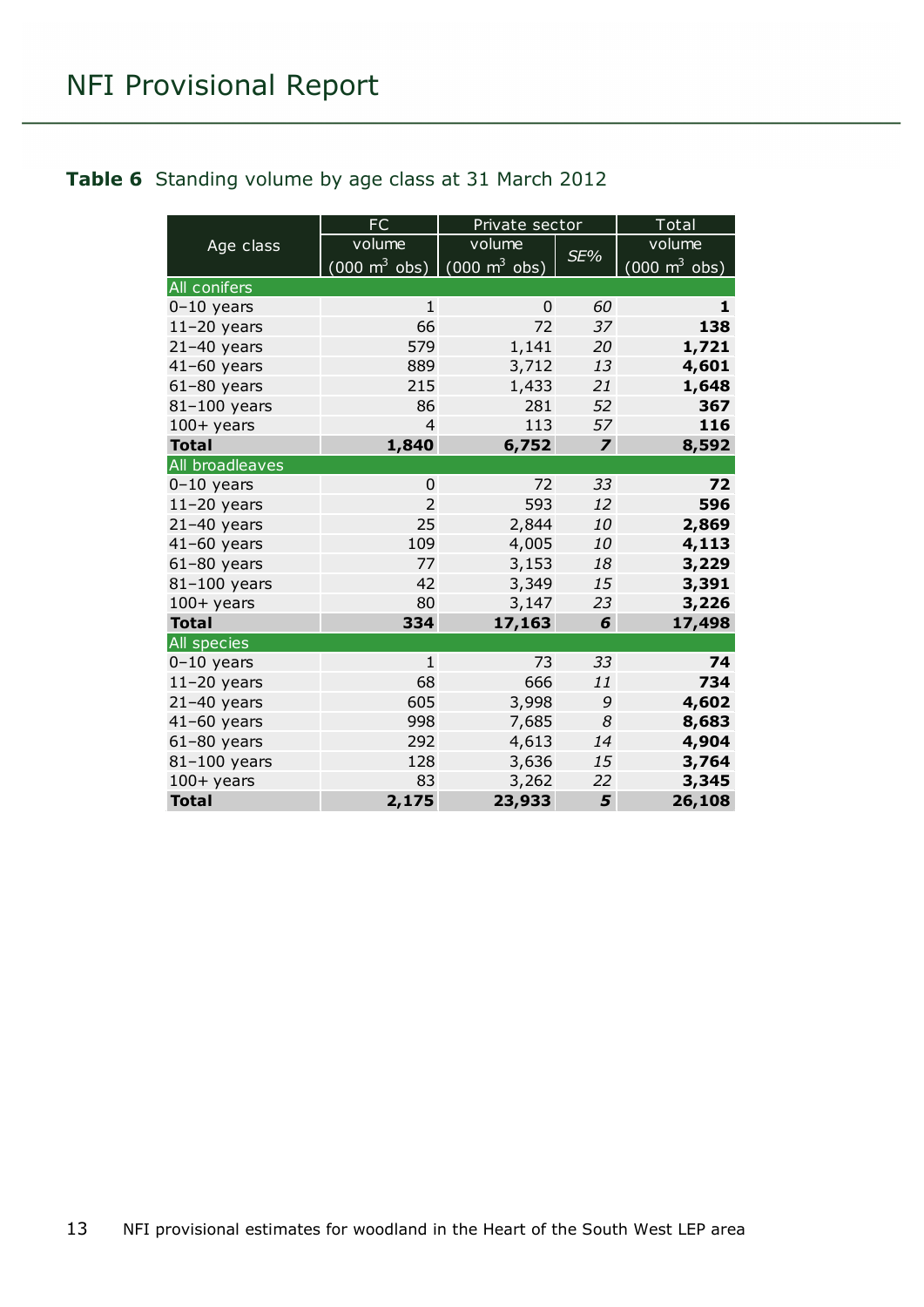**Table 6** Standing volume by age class at 31 March 2012

| Age class | FC volume (000 $m^3$ obs) | Private sector volume (000 $m^3$ obs) | Private sector SE% | Total volume (000 $m^3$ obs) |
|---|---|---|---|---|
| **All conifers** | | | | |
| 0–10 years | 1 | 0 | *60* | **1** |
| 11–20 years | 66 | 72 | *37* | **138** |
| 21–40 years | 579 | 1,141 | *20* | **1,721** |
| 41–60 years | 889 | 3,712 | *13* | **4,601** |
| 61–80 years | 215 | 1,433 | *21* | **1,648** |
| 81–100 years | 86 | 281 | *52* | **367** |
| 100+ years | 4 | 113 | *57* | **116** |
| **Total** | **1,840** | **6,752** | ***7*** | **8,592** |
| **All broadleaves** | | | | |
| 0–10 years | 0 | 72 | *33* | **72** |
| 11–20 years | 2 | 593 | *12* | **596** |
| 21–40 years | 25 | 2,844 | *10* | **2,869** |
| 41–60 years | 109 | 4,005 | *10* | **4,113** |
| 61–80 years | 77 | 3,153 | *18* | **3,229** |
| 81–100 years | 42 | 3,349 | *15* | **3,391** |
| 100+ years | 80 | 3,147 | *23* | **3,226** |
| **Total** | **334** | **17,163** | ***6*** | **17,498** |
| **All species** | | | | |
| 0–10 years | 1 | 73 | *33* | **74** |
| 11–20 years | 68 | 666 | *11* | **734** |
| 21–40 years | 605 | 3,998 | *9* | **4,602** |
| 41–60 years | 998 | 7,685 | *8* | **8,683** |
| 61–80 years | 292 | 4,613 | *14* | **4,904** |
| 81–100 years | 128 | 3,636 | *15* | **3,764** |
| 100+ years | 83 | 3,262 | *22* | **3,345** |
| **Total** | **2,175** | **23,933** | ***5*** | **26,108** |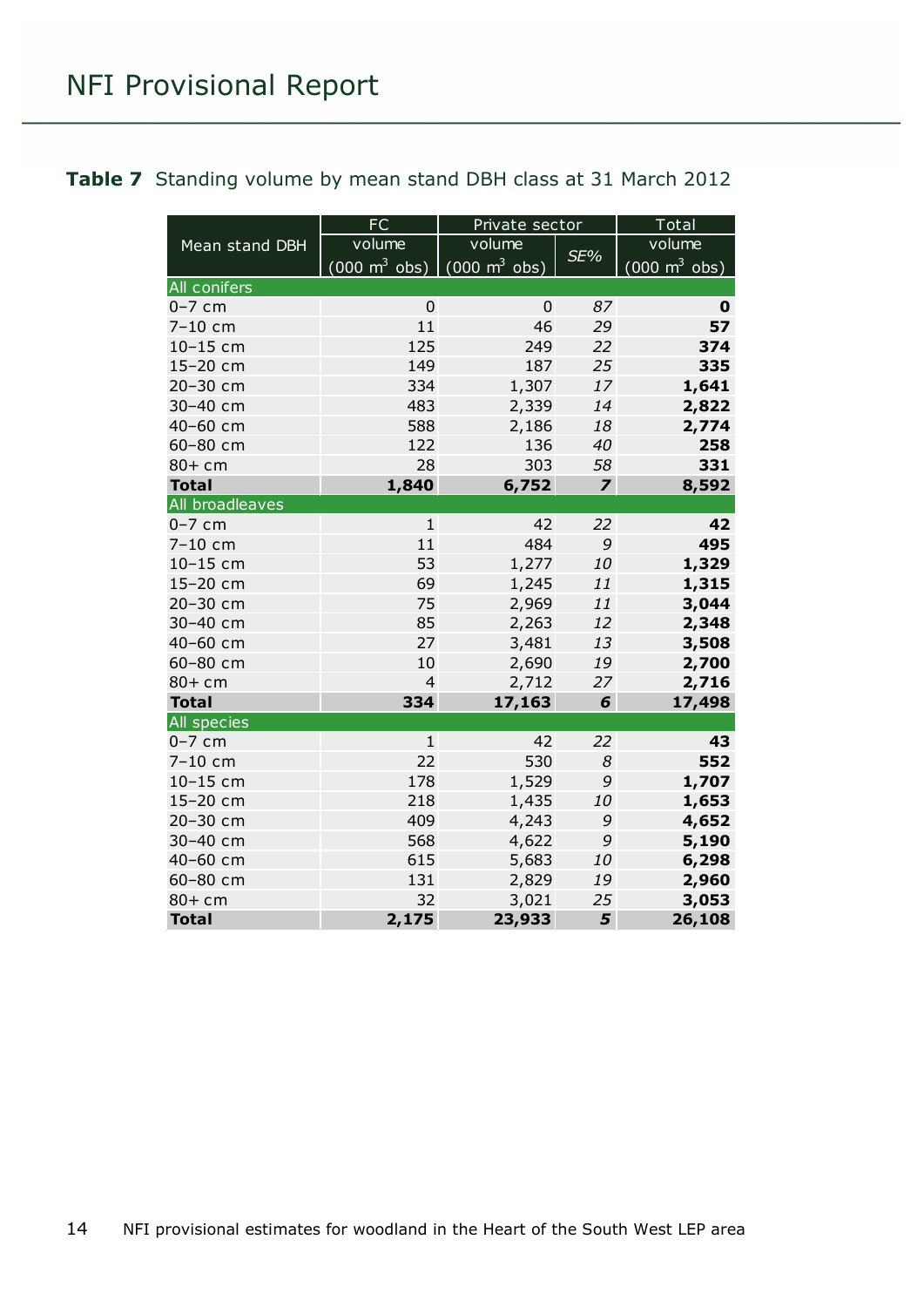**Table 7** Standing volume by mean stand DBH class at 31 March 2012

| Mean stand DBH | FC | Private sector | | Total |
|---|---|---|---|---|
| | volume (000 $m^3$ obs) | volume (000 $m^3$ obs) | *SE%* | volume (000 $m^3$ obs) |
| **All conifers** | | | | |
| 0–7 cm | 0 | 0 | *87* | **0** |
| 7–10 cm | 11 | 46 | *29* | **57** |
| 10–15 cm | 125 | 249 | *22* | **374** |
| 15–20 cm | 149 | 187 | *25* | **335** |
| 20–30 cm | 334 | 1,307 | *17* | **1,641** |
| 30–40 cm | 483 | 2,339 | *14* | **2,822** |
| 40–60 cm | 588 | 2,186 | *18* | **2,774** |
| 60–80 cm | 122 | 136 | *40* | **258** |
| 80+ cm | 28 | 303 | *58* | **331** |
| **Total** | **1,840** | **6,752** | ***7*** | **8,592** |
| **All broadleaves** | | | | |
| 0–7 cm | 1 | 42 | *22* | **42** |
| 7–10 cm | 11 | 484 | *9* | **495** |
| 10–15 cm | 53 | 1,277 | *10* | **1,329** |
| 15–20 cm | 69 | 1,245 | *11* | **1,315** |
| 20–30 cm | 75 | 2,969 | *11* | **3,044** |
| 30–40 cm | 85 | 2,263 | *12* | **2,348** |
| 40–60 cm | 27 | 3,481 | *13* | **3,508** |
| 60–80 cm | 10 | 2,690 | *19* | **2,700** |
| 80+ cm | 4 | 2,712 | *27* | **2,716** |
| **Total** | **334** | **17,163** | ***6*** | **17,498** |
| **All species** | | | | |
| 0–7 cm | 1 | 42 | *22* | **43** |
| 7–10 cm | 22 | 530 | *8* | **552** |
| 10–15 cm | 178 | 1,529 | *9* | **1,707** |
| 15–20 cm | 218 | 1,435 | *10* | **1,653** |
| 20–30 cm | 409 | 4,243 | *9* | **4,652** |
| 30–40 cm | 568 | 4,622 | *9* | **5,190** |
| 40–60 cm | 615 | 5,683 | *10* | **6,298** |
| 60–80 cm | 131 | 2,829 | *19* | **2,960** |
| 80+ cm | 32 | 3,021 | *25* | **3,053** |
| **Total** | **2,175** | **23,933** | ***5*** | **26,108** |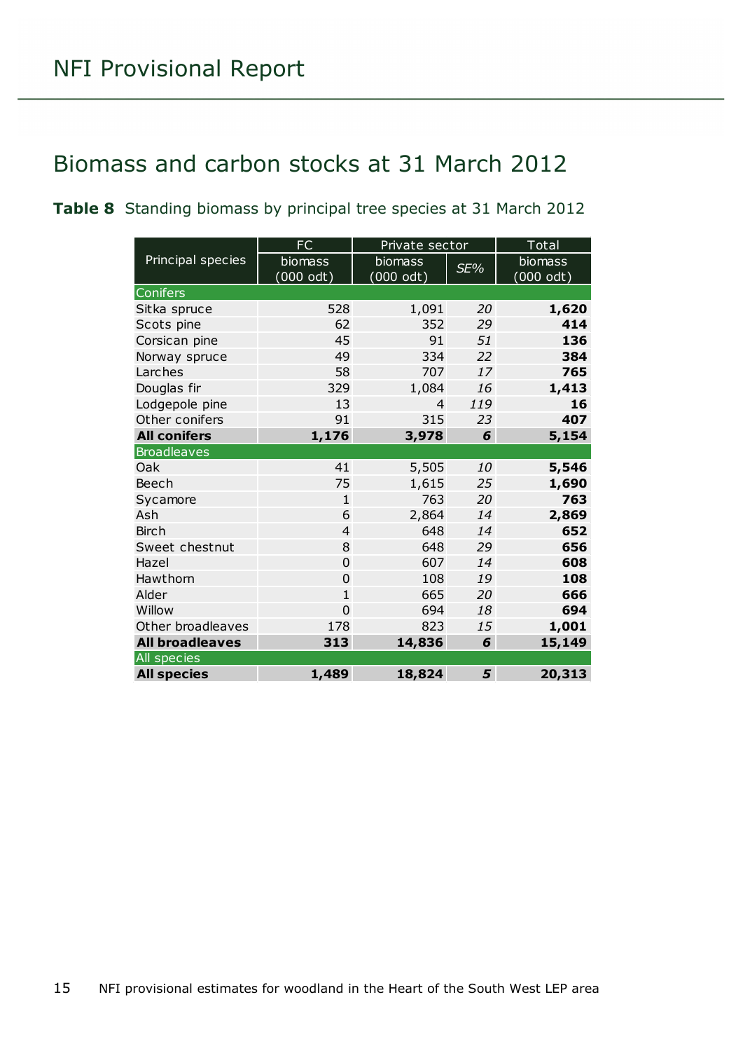# Biomass and carbon stocks at 31 March 2012

**Table 8** Standing biomass by principal tree species at 31 March 2012

| Principal species | FC | Private sector | | Total |
|---|---|---|---|---|
| | biomass (000 odt) | biomass (000 odt) | SE% | biomass (000 odt) |
| **Conifers** | | | | |
| Sitka spruce | 528 | 1,091 | *20* | **1,620** |
| Scots pine | 62 | 352 | *29* | **414** |
| Corsican pine | 45 | 91 | *51* | **136** |
| Norway spruce | 49 | 334 | *22* | **384** |
| Larches | 58 | 707 | *17* | **765** |
| Douglas fir | 329 | 1,084 | *16* | **1,413** |
| Lodgepole pine | 13 | 4 | *119* | **16** |
| Other conifers | 91 | 315 | *23* | **407** |
| **All conifers** | **1,176** | **3,978** | ***6*** | **5,154** |
| **Broadleaves** | | | | |
| Oak | 41 | 5,505 | *10* | **5,546** |
| Beech | 75 | 1,615 | *25* | **1,690** |
| Sycamore | 1 | 763 | *20* | **763** |
| Ash | 6 | 2,864 | *14* | **2,869** |
| Birch | 4 | 648 | *14* | **652** |
| Sweet chestnut | 8 | 648 | *29* | **656** |
| Hazel | 0 | 607 | *14* | **608** |
| Hawthorn | 0 | 108 | *19* | **108** |
| Alder | 1 | 665 | *20* | **666** |
| Willow | 0 | 694 | *18* | **694** |
| Other broadleaves | 178 | 823 | *15* | **1,001** |
| **All broadleaves** | **313** | **14,836** | ***6*** | **15,149** |
| **All species** | | | | |
| **All species** | **1,489** | **18,824** | ***5*** | **20,313** |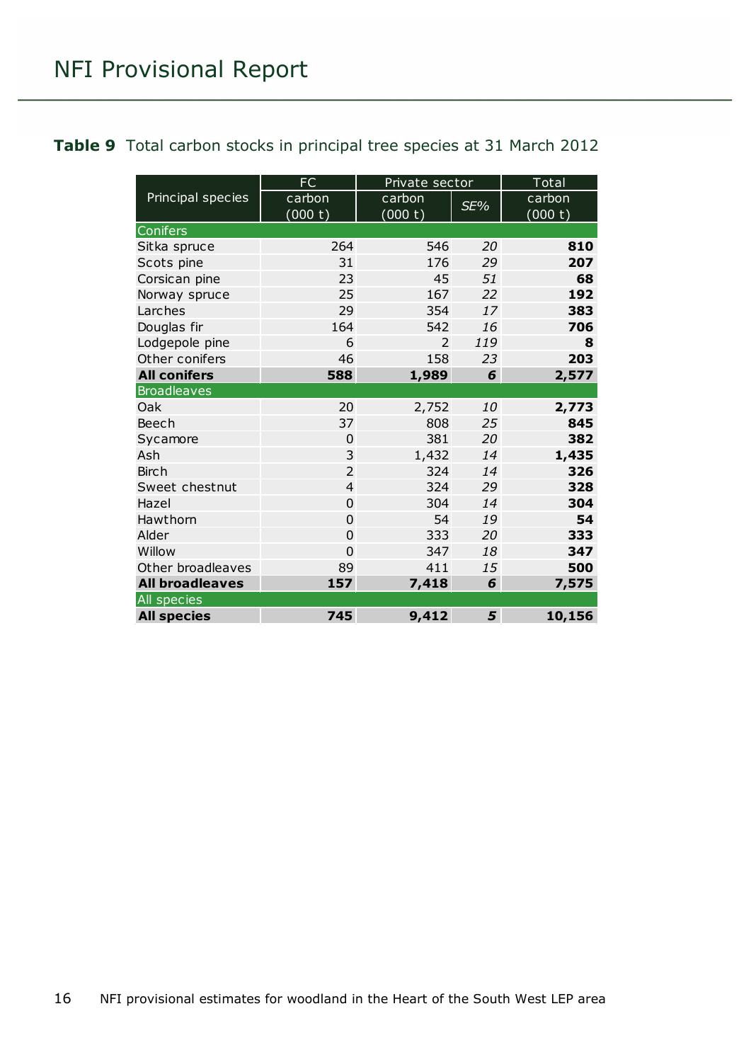**Table 9** Total carbon stocks in principal tree species at 31 March 2012

| Principal species | FC | Private sector | | Total |
|---|---|---|---|---|
| | carbon (000 t) | carbon (000 t) | SE% | carbon (000 t) |
| **Conifers** | | | | |
| Sitka spruce | 264 | 546 | *20* | **810** |
| Scots pine | 31 | 176 | *29* | **207** |
| Corsican pine | 23 | 45 | *51* | **68** |
| Norway spruce | 25 | 167 | *22* | **192** |
| Larches | 29 | 354 | *17* | **383** |
| Douglas fir | 164 | 542 | *16* | **706** |
| Lodgepole pine | 6 | 2 | *119* | **8** |
| Other conifers | 46 | 158 | *23* | **203** |
| **All conifers** | **588** | **1,989** | ***6*** | **2,577** |
| **Broadleaves** | | | | |
| Oak | 20 | 2,752 | *10* | **2,773** |
| Beech | 37 | 808 | *25* | **845** |
| Sycamore | 0 | 381 | *20* | **382** |
| Ash | 3 | 1,432 | *14* | **1,435** |
| Birch | 2 | 324 | *14* | **326** |
| Sweet chestnut | 4 | 324 | *29* | **328** |
| Hazel | 0 | 304 | *14* | **304** |
| Hawthorn | 0 | 54 | *19* | **54** |
| Alder | 0 | 333 | *20* | **333** |
| Willow | 0 | 347 | *18* | **347** |
| Other broadleaves | 89 | 411 | *15* | **500** |
| **All broadleaves** | **157** | **7,418** | ***6*** | **7,575** |
| **All species** | | | | |
| **All species** | **745** | **9,412** | ***5*** | **10,156** |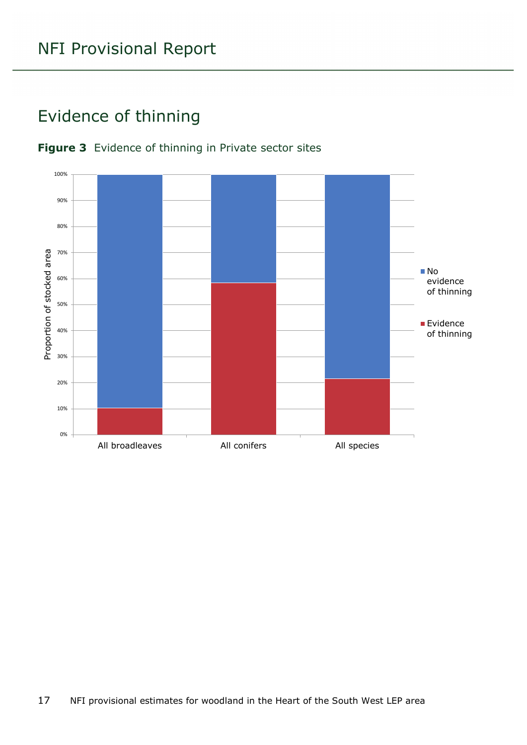## Evidence of thinning

**Figure 3** Evidence of thinning in Private sector sites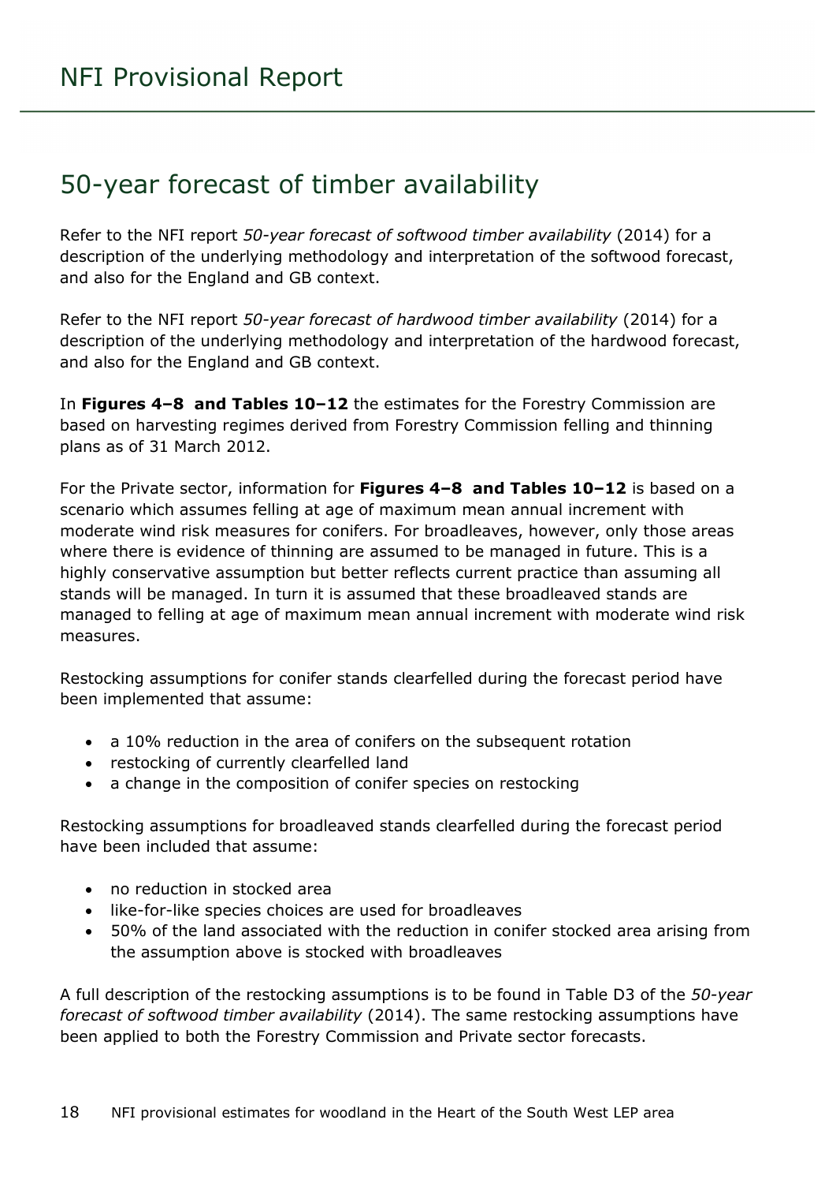# 50-year forecast of timber availability

Refer to the NFI report *50-year forecast of softwood timber availability* (2014) for a description of the underlying methodology and interpretation of the softwood forecast, and also for the England and GB context.

Refer to the NFI report *50-year forecast of hardwood timber availability* (2014) for a description of the underlying methodology and interpretation of the hardwood forecast, and also for the England and GB context.

In **Figures 4–8 and Tables 10–12** the estimates for the Forestry Commission are based on harvesting regimes derived from Forestry Commission felling and thinning plans as of 31 March 2012.

For the Private sector, information for **Figures 4–8 and Tables 10–12** is based on a scenario which assumes felling at age of maximum mean annual increment with moderate wind risk measures for conifers. For broadleaves, however, only those areas where there is evidence of thinning are assumed to be managed in future. This is a highly conservative assumption but better reflects current practice than assuming all stands will be managed. In turn it is assumed that these broadleaved stands are managed to felling at age of maximum mean annual increment with moderate wind risk measures.

Restocking assumptions for conifer stands clearfelled during the forecast period have been implemented that assume:

- a 10% reduction in the area of conifers on the subsequent rotation
- restocking of currently clearfelled land
- a change in the composition of conifer species on restocking

Restocking assumptions for broadleaved stands clearfelled during the forecast period have been included that assume:

- no reduction in stocked area
- like-for-like species choices are used for broadleaves
- 50% of the land associated with the reduction in conifer stocked area arising from the assumption above is stocked with broadleaves

A full description of the restocking assumptions is to be found in Table D3 of the *50-year forecast of softwood timber availability* (2014). The same restocking assumptions have been applied to both the Forestry Commission and Private sector forecasts.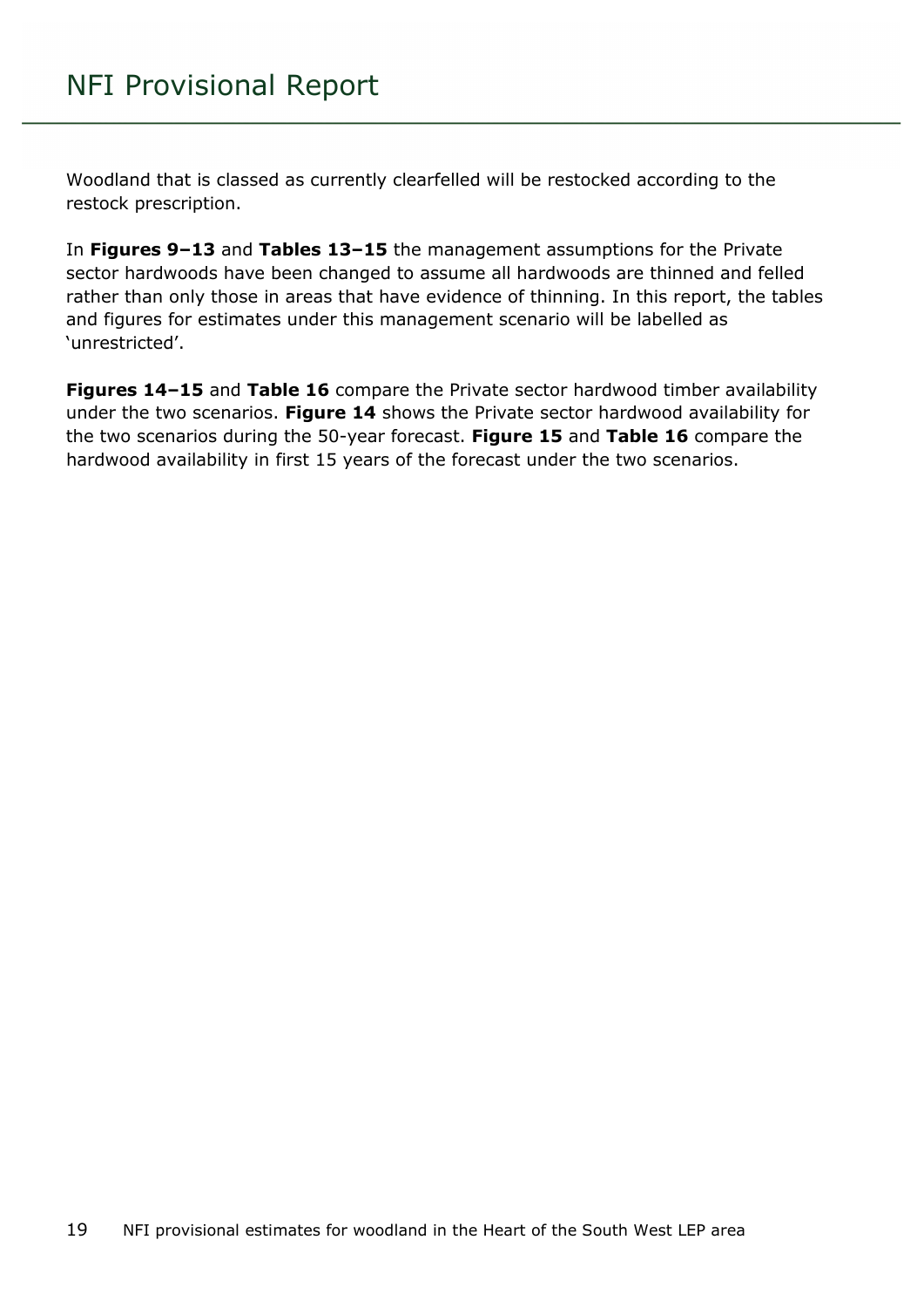Woodland that is classed as currently clearfelled will be restocked according to the restock prescription.

In **Figures 9–13** and **Tables 13–15** the management assumptions for the Private sector hardwoods have been changed to assume all hardwoods are thinned and felled rather than only those in areas that have evidence of thinning. In this report, the tables and figures for estimates under this management scenario will be labelled as 'unrestricted'.

**Figures 14–15** and **Table 16** compare the Private sector hardwood timber availability under the two scenarios. **Figure 14** shows the Private sector hardwood availability for the two scenarios during the 50-year forecast. **Figure 15** and **Table 16** compare the hardwood availability in first 15 years of the forecast under the two scenarios.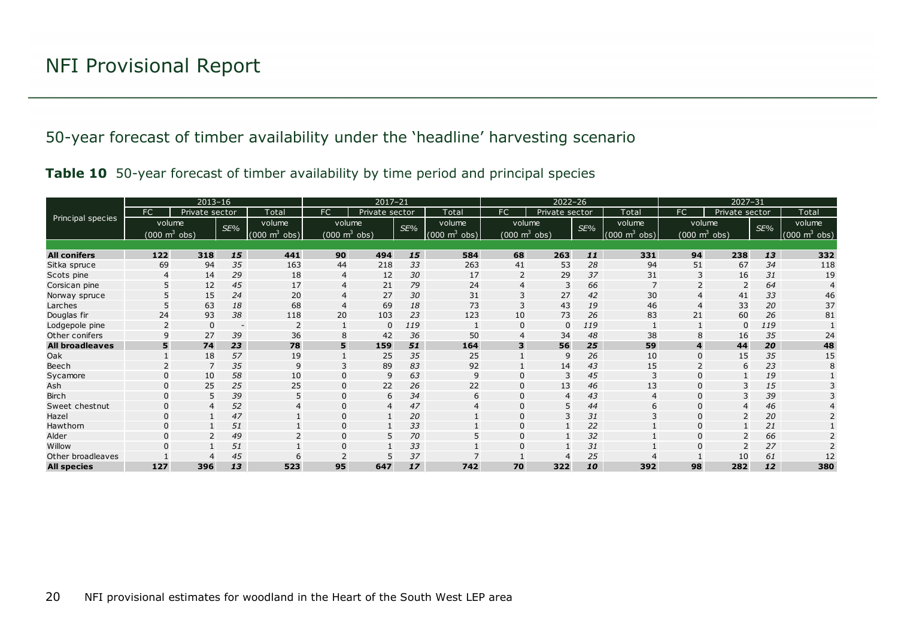# NFI Provisional Report

## 50-year forecast of timber availability under the 'headline' harvesting scenario

**Table 10** 50-year forecast of timber availability by time period and principal species

| Principal species | 2013–16 | | | | 2017–21 | | | | 2022–26 | | | | 2027–31 | | | |
|---|---|---|---|---|---|---|---|---|---|---|---|---|---|---|---|---|
| | FC | Private sector | | Total | FC | Private sector | | Total | FC | Private sector | | Total | FC | Private sector | | Total |
| | volume (000 m$^3$ obs) | | *SE%* | volume (000 m$^3$ obs) | volume (000 m$^3$ obs) | | *SE%* | volume (000 m$^3$ obs) | volume (000 m$^3$ obs) | | *SE%* | volume (000 m$^3$ obs) | volume (000 m$^3$ obs) | | *SE%* | volume (000 m$^3$ obs) |
| **All conifers** | **122** | **318** | ***15*** | **441** | **90** | **494** | ***15*** | **584** | **68** | **263** | ***11*** | **331** | **94** | **238** | ***13*** | **332** |
| Sitka spruce | 69 | 94 | *35* | 163 | 44 | 218 | *33* | 263 | 41 | 53 | *28* | 94 | 51 | 67 | *34* | 118 |
| Scots pine | 4 | 14 | *29* | 18 | 4 | 12 | *30* | 17 | 2 | 29 | *37* | 31 | 3 | 16 | *31* | 19 |
| Corsican pine | 5 | 12 | *45* | 17 | 4 | 21 | *79* | 24 | 4 | 3 | *66* | 7 | 2 | 2 | *64* | 4 |
| Norway spruce | 5 | 15 | *24* | 20 | 4 | 27 | *30* | 31 | 3 | 27 | *42* | 30 | 4 | 41 | *33* | 46 |
| Larches | 5 | 63 | *18* | 68 | 4 | 69 | *18* | 73 | 3 | 43 | *19* | 46 | 4 | 33 | *20* | 37 |
| Douglas fir | 24 | 93 | *38* | 118 | 20 | 103 | *23* | 123 | 10 | 73 | *26* | 83 | 21 | 60 | *26* | 81 |
| Lodgepole pine | 2 | 0 | - | 2 | 1 | 0 | *119* | 1 | 0 | 0 | *119* | 1 | 1 | 0 | *119* | 1 |
| Other conifers | 9 | 27 | *39* | 36 | 8 | 42 | *36* | 50 | 4 | 34 | *48* | 38 | 8 | 16 | *35* | 24 |
| **All broadleaves** | **5** | **74** | ***23*** | **78** | **5** | **159** | ***51*** | **164** | **3** | **56** | ***25*** | **59** | **4** | **44** | ***20*** | **48** |
| Oak | 1 | 18 | *57* | 19 | 1 | 25 | *35* | 25 | 1 | 9 | *26* | 10 | 0 | 15 | *35* | 15 |
| Beech | 2 | 7 | *35* | 9 | 3 | 89 | *83* | 92 | 1 | 14 | *43* | 15 | 2 | 6 | *23* | 8 |
| Sycamore | 0 | 10 | *58* | 10 | 0 | 9 | *63* | 9 | 0 | 3 | *45* | 3 | 0 | 1 | *19* | 1 |
| Ash | 0 | 25 | *25* | 25 | 0 | 22 | *26* | 22 | 0 | 13 | *46* | 13 | 0 | 3 | *15* | 3 |
| Birch | 0 | 5 | *39* | 5 | 0 | 6 | *34* | 6 | 0 | 4 | *43* | 4 | 0 | 3 | *39* | 3 |
| Sweet chestnut | 0 | 4 | *52* | 4 | 0 | 4 | *47* | 4 | 0 | 5 | *44* | 6 | 0 | 4 | *46* | 4 |
| Hazel | 0 | 1 | *47* | 1 | 0 | 1 | *20* | 1 | 0 | 3 | *31* | 3 | 0 | 2 | *20* | 2 |
| Hawthorn | 0 | 1 | *51* | 1 | 0 | 1 | *33* | 1 | 0 | 1 | *22* | 1 | 0 | 1 | *21* | 1 |
| Alder | 0 | 2 | *49* | 2 | 0 | 5 | *70* | 5 | 0 | 1 | *32* | 1 | 0 | 2 | *66* | 2 |
| Willow | 0 | 1 | *51* | 1 | 0 | 1 | *33* | 1 | 0 | 1 | *31* | 1 | 0 | 2 | *27* | 2 |
| Other broadleaves | 1 | 4 | *45* | 6 | 2 | 5 | *37* | 7 | 1 | 4 | *25* | 4 | 1 | 10 | *61* | 12 |
| **All species** | **127** | **396** | ***13*** | **523** | **95** | **647** | ***17*** | **742** | **70** | **322** | ***10*** | **392** | **98** | **282** | ***12*** | **380** |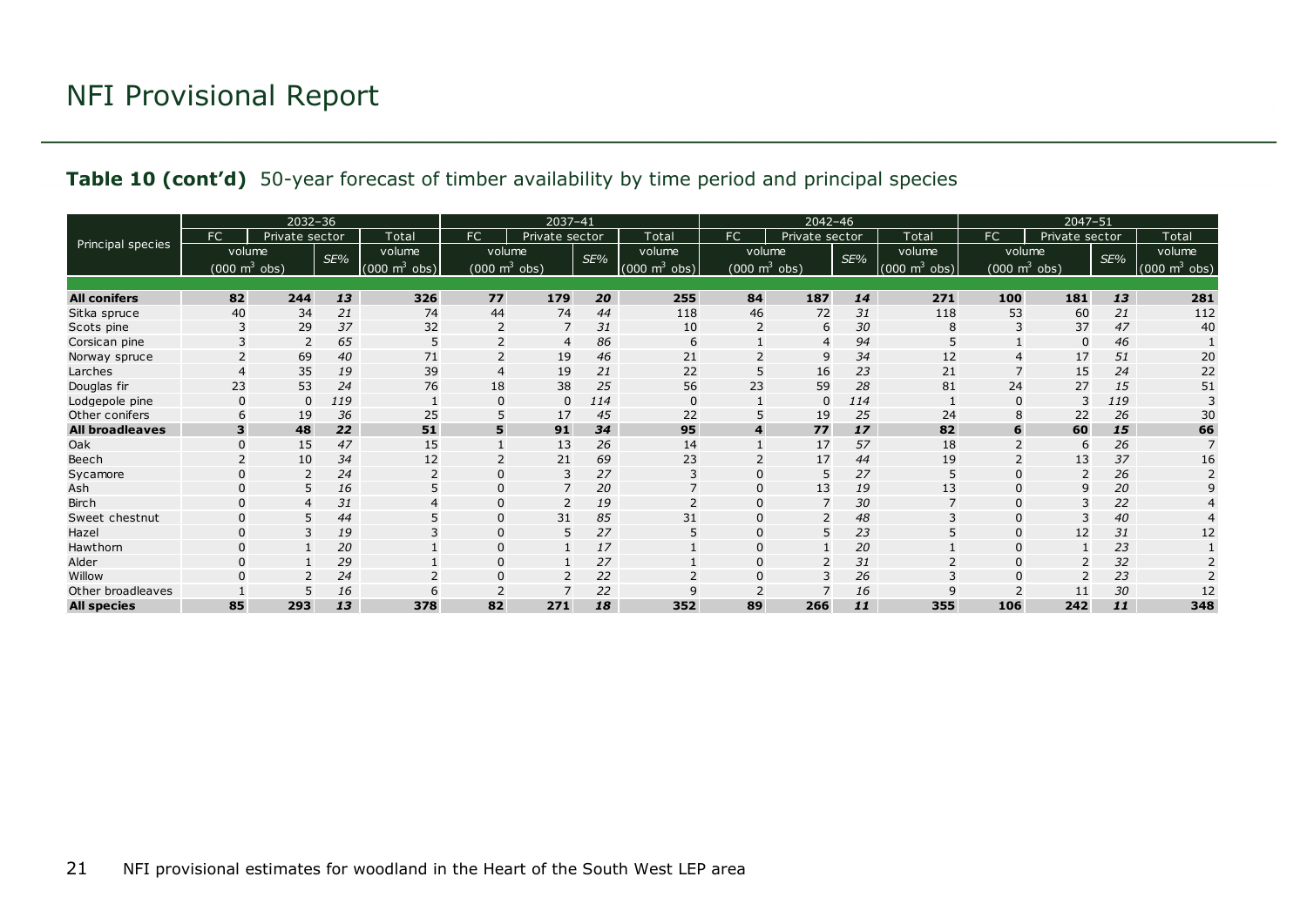**Table 10 (cont'd)** 50-year forecast of timber availability by time period and principal species

| Principal species | 2032–36 | | | | 2037–41 | | | | 2042–46 | | | | 2047–51 | | | |
|---|---|---|---|---|---|---|---|---|---|---|---|---|---|---|---|---|
| | FC | Private sector | | Total | FC | Private sector | | Total | FC | Private sector | | Total | FC | Private sector | | Total |
| | volume (000 m³ obs) | | SE% | volume (000 m³ obs) | volume (000 m³ obs) | | SE% | volume (000 m³ obs) | volume (000 m³ obs) | | SE% | volume (000 m³ obs) | volume (000 m³ obs) | | SE% | volume (000 m³ obs) |
| **All conifers** | **82** | **244** | ***13*** | **326** | **77** | **179** | ***20*** | **255** | **84** | **187** | ***14*** | **271** | **100** | **181** | ***13*** | **281** |
| Sitka spruce | 40 | 34 | *21* | 74 | 44 | 74 | *44* | 118 | 46 | 72 | *31* | 118 | 53 | 60 | *21* | 112 |
| Scots pine | 3 | 29 | *37* | 32 | 2 | 7 | *31* | 10 | 2 | 6 | *30* | 8 | 3 | 37 | *47* | 40 |
| Corsican pine | 3 | 2 | *65* | 5 | 2 | 4 | *86* | 6 | 1 | 4 | *94* | 5 | 1 | 0 | *46* | 1 |
| Norway spruce | 2 | 69 | *40* | 71 | 2 | 19 | *46* | 21 | 2 | 9 | *34* | 12 | 4 | 17 | *51* | 20 |
| Larches | 4 | 35 | *19* | 39 | 4 | 19 | *21* | 22 | 5 | 16 | *23* | 21 | 7 | 15 | *24* | 22 |
| Douglas fir | 23 | 53 | *24* | 76 | 18 | 38 | *25* | 56 | 23 | 59 | *28* | 81 | 24 | 27 | *15* | 51 |
| Lodgepole pine | 0 | 0 | *119* | 1 | 0 | 0 | *114* | 0 | 1 | 0 | *114* | 1 | 0 | 3 | *119* | 3 |
| Other conifers | 6 | 19 | *36* | 25 | 5 | 17 | *45* | 22 | 5 | 19 | *25* | 24 | 8 | 22 | *26* | 30 |
| **All broadleaves** | **3** | **48** | ***22*** | **51** | **5** | **91** | ***34*** | **95** | **4** | **77** | ***17*** | **82** | **6** | **60** | ***15*** | **66** |
| Oak | 0 | 15 | *47* | 15 | 1 | 13 | *26* | 14 | 1 | 17 | *57* | 18 | 2 | 6 | *26* | 7 |
| Beech | 2 | 10 | *34* | 12 | 2 | 21 | *69* | 23 | 2 | 17 | *44* | 19 | 2 | 13 | *37* | 16 |
| Sycamore | 0 | 2 | *24* | 2 | 0 | 3 | *27* | 3 | 0 | 5 | *27* | 5 | 0 | 2 | *26* | 2 |
| Ash | 0 | 5 | *16* | 5 | 0 | 7 | *20* | 7 | 0 | 13 | *19* | 13 | 0 | 9 | *20* | 9 |
| Birch | 0 | 4 | *31* | 4 | 0 | 2 | *19* | 2 | 0 | 7 | *30* | 7 | 0 | 3 | *22* | 4 |
| Sweet chestnut | 0 | 5 | *44* | 5 | 0 | 31 | *85* | 31 | 0 | 2 | *48* | 3 | 0 | 3 | *40* | 4 |
| Hazel | 0 | 3 | *19* | 3 | 0 | 5 | *27* | 5 | 0 | 5 | *23* | 5 | 0 | 12 | *31* | 12 |
| Hawthorn | 0 | 1 | *20* | 1 | 0 | 1 | *17* | 1 | 0 | 1 | *20* | 1 | 0 | 1 | *23* | 1 |
| Alder | 0 | 1 | *29* | 1 | 0 | 1 | *27* | 1 | 0 | 2 | *31* | 2 | 0 | 2 | *32* | 2 |
| Willow | 0 | 2 | *24* | 2 | 0 | 2 | *22* | 2 | 0 | 3 | *26* | 3 | 0 | 2 | *23* | 2 |
| Other broadleaves | 1 | 5 | *16* | 6 | 2 | 7 | *22* | 9 | 2 | 7 | *16* | 9 | 2 | 11 | *30* | 12 |
| **All species** | **85** | **293** | ***13*** | **378** | **82** | **271** | ***18*** | **352** | **89** | **266** | ***11*** | **355** | **106** | **242** | ***11*** | **348** |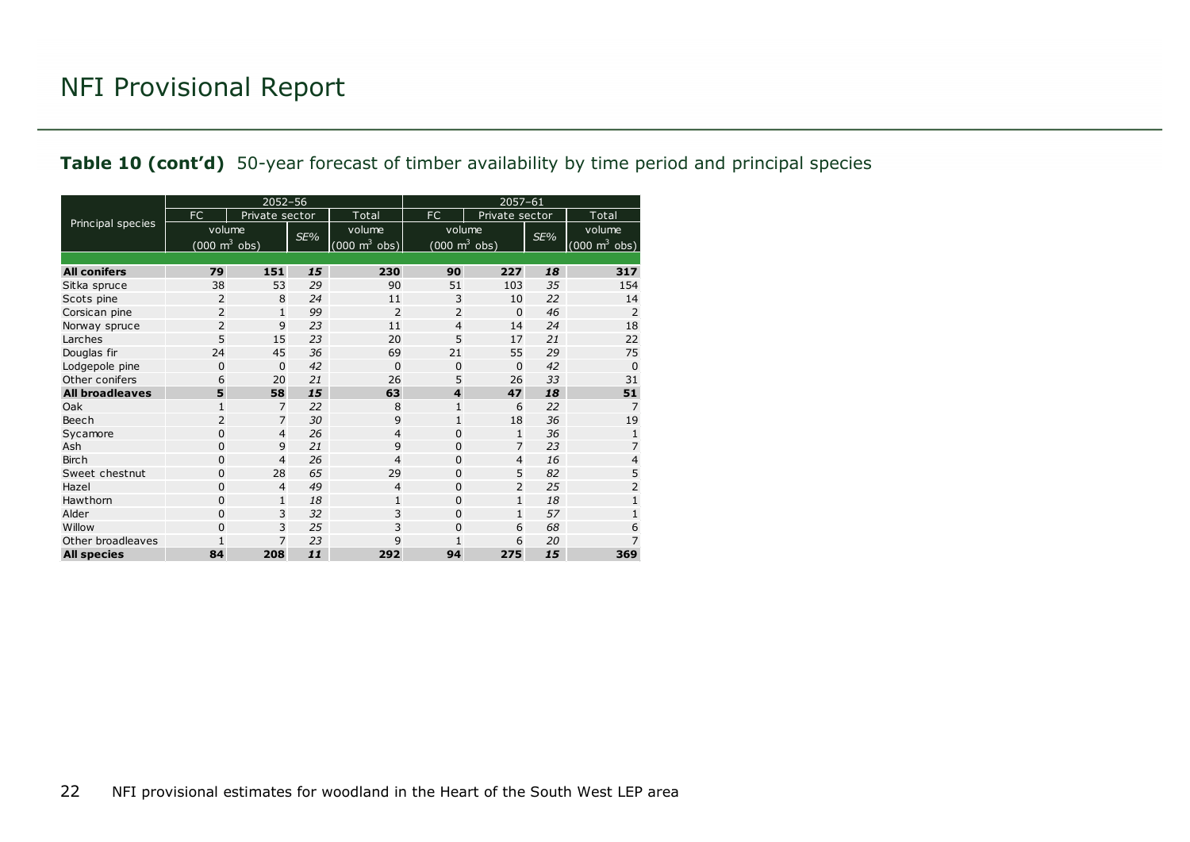**Table 10 (cont'd)** 50-year forecast of timber availability by time period and principal species

| Principal species | 2052–56 | | | | 2057–61 | | | |
|---|---|---|---|---|---|---|---|---|
| | FC | Private sector | | Total | FC | Private sector | | Total |
| | volume (000 $m^3$ obs) | | SE% | volume (000 $m^3$ obs) | volume (000 $m^3$ obs) | | SE% | volume (000 $m^3$ obs) |
| **All conifers** | **79** | **151** | ***15*** | **230** | **90** | **227** | ***18*** | **317** |
| Sitka spruce | 38 | 53 | *29* | 90 | 51 | 103 | *35* | 154 |
| Scots pine | 2 | 8 | *24* | 11 | 3 | 10 | *22* | 14 |
| Corsican pine | 2 | 1 | *99* | 2 | 2 | 0 | *46* | 2 |
| Norway spruce | 2 | 9 | *23* | 11 | 4 | 14 | *24* | 18 |
| Larches | 5 | 15 | *23* | 20 | 5 | 17 | *21* | 22 |
| Douglas fir | 24 | 45 | *36* | 69 | 21 | 55 | *29* | 75 |
| Lodgepole pine | 0 | 0 | *42* | 0 | 0 | 0 | *42* | 0 |
| Other conifers | 6 | 20 | *21* | 26 | 5 | 26 | *33* | 31 |
| **All broadleaves** | **5** | **58** | ***15*** | **63** | **4** | **47** | ***18*** | **51** |
| Oak | 1 | 7 | *22* | 8 | 1 | 6 | *22* | 7 |
| Beech | 2 | 7 | *30* | 9 | 1 | 18 | *36* | 19 |
| Sycamore | 0 | 4 | *26* | 4 | 0 | 1 | *36* | 1 |
| Ash | 0 | 9 | *21* | 9 | 0 | 7 | *23* | 7 |
| Birch | 0 | 4 | *26* | 4 | 0 | 4 | *16* | 4 |
| Sweet chestnut | 0 | 28 | *65* | 29 | 0 | 5 | *82* | 5 |
| Hazel | 0 | 4 | *49* | 4 | 0 | 2 | *25* | 2 |
| Hawthorn | 0 | 1 | *18* | 1 | 0 | 1 | *18* | 1 |
| Alder | 0 | 3 | *32* | 3 | 0 | 1 | *57* | 1 |
| Willow | 0 | 3 | *25* | 3 | 0 | 6 | *68* | 6 |
| Other broadleaves | 1 | 7 | *23* | 9 | 1 | 6 | *20* | 7 |
| **All species** | **84** | **208** | ***11*** | **292** | **94** | **275** | ***15*** | **369** |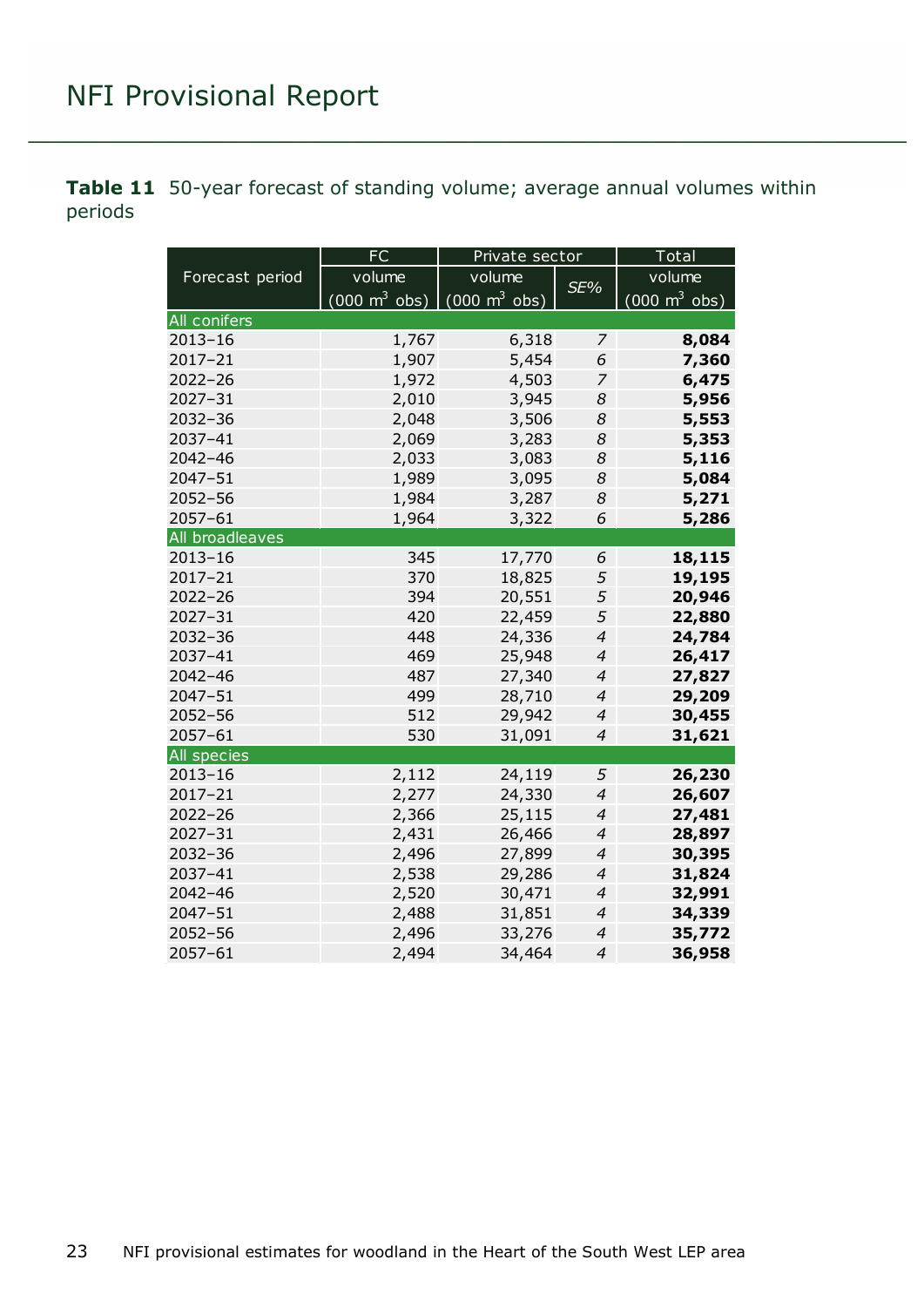**Table 11** 50-year forecast of standing volume; average annual volumes within periods

| Forecast period | FC volume (000 $m^3$ obs) | Private sector volume (000 $m^3$ obs) | Private sector *SE%* | Total volume (000 $m^3$ obs) |
|---|---|---|---|---|
| All conifers | | | | |
| 2013–16 | 1,767 | 6,318 | *7* | **8,084** |
| 2017–21 | 1,907 | 5,454 | *6* | **7,360** |
| 2022–26 | 1,972 | 4,503 | *7* | **6,475** |
| 2027–31 | 2,010 | 3,945 | *8* | **5,956** |
| 2032–36 | 2,048 | 3,506 | *8* | **5,553** |
| 2037–41 | 2,069 | 3,283 | *8* | **5,353** |
| 2042–46 | 2,033 | 3,083 | *8* | **5,116** |
| 2047–51 | 1,989 | 3,095 | *8* | **5,084** |
| 2052–56 | 1,984 | 3,287 | *8* | **5,271** |
| 2057–61 | 1,964 | 3,322 | *6* | **5,286** |
| All broadleaves | | | | |
| 2013–16 | 345 | 17,770 | *6* | **18,115** |
| 2017–21 | 370 | 18,825 | *5* | **19,195** |
| 2022–26 | 394 | 20,551 | *5* | **20,946** |
| 2027–31 | 420 | 22,459 | *5* | **22,880** |
| 2032–36 | 448 | 24,336 | *4* | **24,784** |
| 2037–41 | 469 | 25,948 | *4* | **26,417** |
| 2042–46 | 487 | 27,340 | *4* | **27,827** |
| 2047–51 | 499 | 28,710 | *4* | **29,209** |
| 2052–56 | 512 | 29,942 | *4* | **30,455** |
| 2057–61 | 530 | 31,091 | *4* | **31,621** |
| All species | | | | |
| 2013–16 | 2,112 | 24,119 | *5* | **26,230** |
| 2017–21 | 2,277 | 24,330 | *4* | **26,607** |
| 2022–26 | 2,366 | 25,115 | *4* | **27,481** |
| 2027–31 | 2,431 | 26,466 | *4* | **28,897** |
| 2032–36 | 2,496 | 27,899 | *4* | **30,395** |
| 2037–41 | 2,538 | 29,286 | *4* | **31,824** |
| 2042–46 | 2,520 | 30,471 | *4* | **32,991** |
| 2047–51 | 2,488 | 31,851 | *4* | **34,339** |
| 2052–56 | 2,496 | 33,276 | *4* | **35,772** |
| 2057–61 | 2,494 | 34,464 | *4* | **36,958** |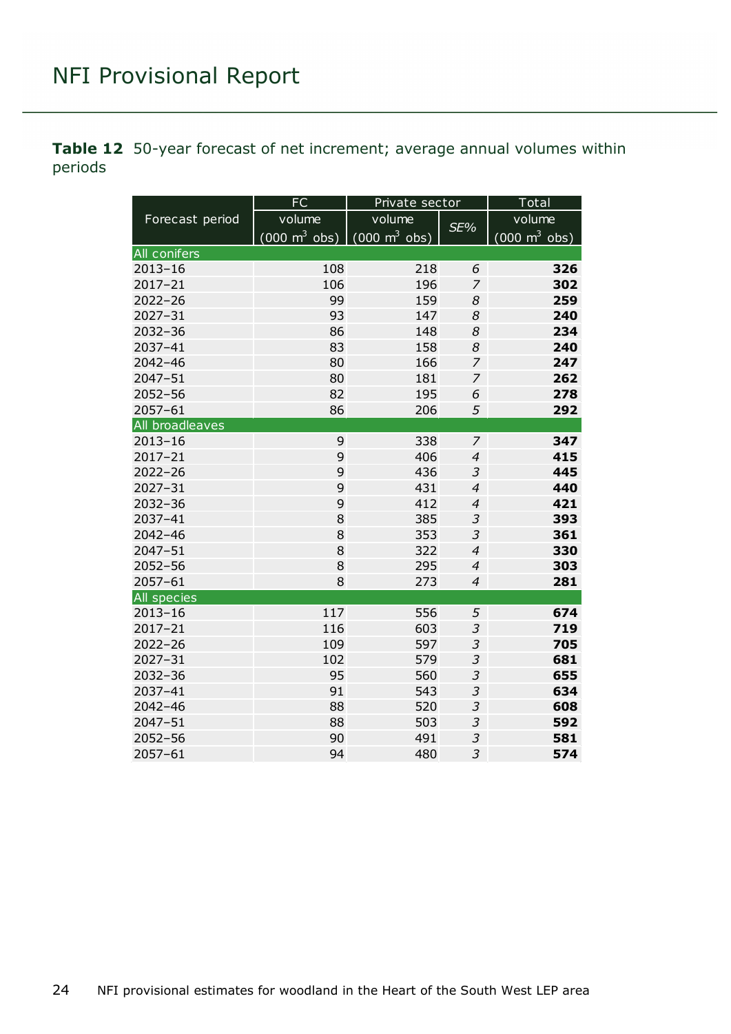**Table 12** 50-year forecast of net increment; average annual volumes within periods

| Forecast period | FC | Private sector | | Total |
|---|---|---|---|---|
| | volume (000 m$^3$ obs) | volume (000 m$^3$ obs) | *SE%* | volume (000 m$^3$ obs) |
| **All conifers** | | | | |
| 2013–16 | 108 | 218 | *6* | **326** |
| 2017–21 | 106 | 196 | *7* | **302** |
| 2022–26 | 99 | 159 | *8* | **259** |
| 2027–31 | 93 | 147 | *8* | **240** |
| 2032–36 | 86 | 148 | *8* | **234** |
| 2037–41 | 83 | 158 | *8* | **240** |
| 2042–46 | 80 | 166 | *7* | **247** |
| 2047–51 | 80 | 181 | *7* | **262** |
| 2052–56 | 82 | 195 | *6* | **278** |
| 2057–61 | 86 | 206 | *5* | **292** |
| **All broadleaves** | | | | |
| 2013–16 | 9 | 338 | *7* | **347** |
| 2017–21 | 9 | 406 | *4* | **415** |
| 2022–26 | 9 | 436 | *3* | **445** |
| 2027–31 | 9 | 431 | *4* | **440** |
| 2032–36 | 9 | 412 | *4* | **421** |
| 2037–41 | 8 | 385 | *3* | **393** |
| 2042–46 | 8 | 353 | *3* | **361** |
| 2047–51 | 8 | 322 | *4* | **330** |
| 2052–56 | 8 | 295 | *4* | **303** |
| 2057–61 | 8 | 273 | *4* | **281** |
| **All species** | | | | |
| 2013–16 | 117 | 556 | *5* | **674** |
| 2017–21 | 116 | 603 | *3* | **719** |
| 2022–26 | 109 | 597 | *3* | **705** |
| 2027–31 | 102 | 579 | *3* | **681** |
| 2032–36 | 95 | 560 | *3* | **655** |
| 2037–41 | 91 | 543 | *3* | **634** |
| 2042–46 | 88 | 520 | *3* | **608** |
| 2047–51 | 88 | 503 | *3* | **592** |
| 2052–56 | 90 | 491 | *3* | **581** |
| 2057–61 | 94 | 480 | *3* | **574** |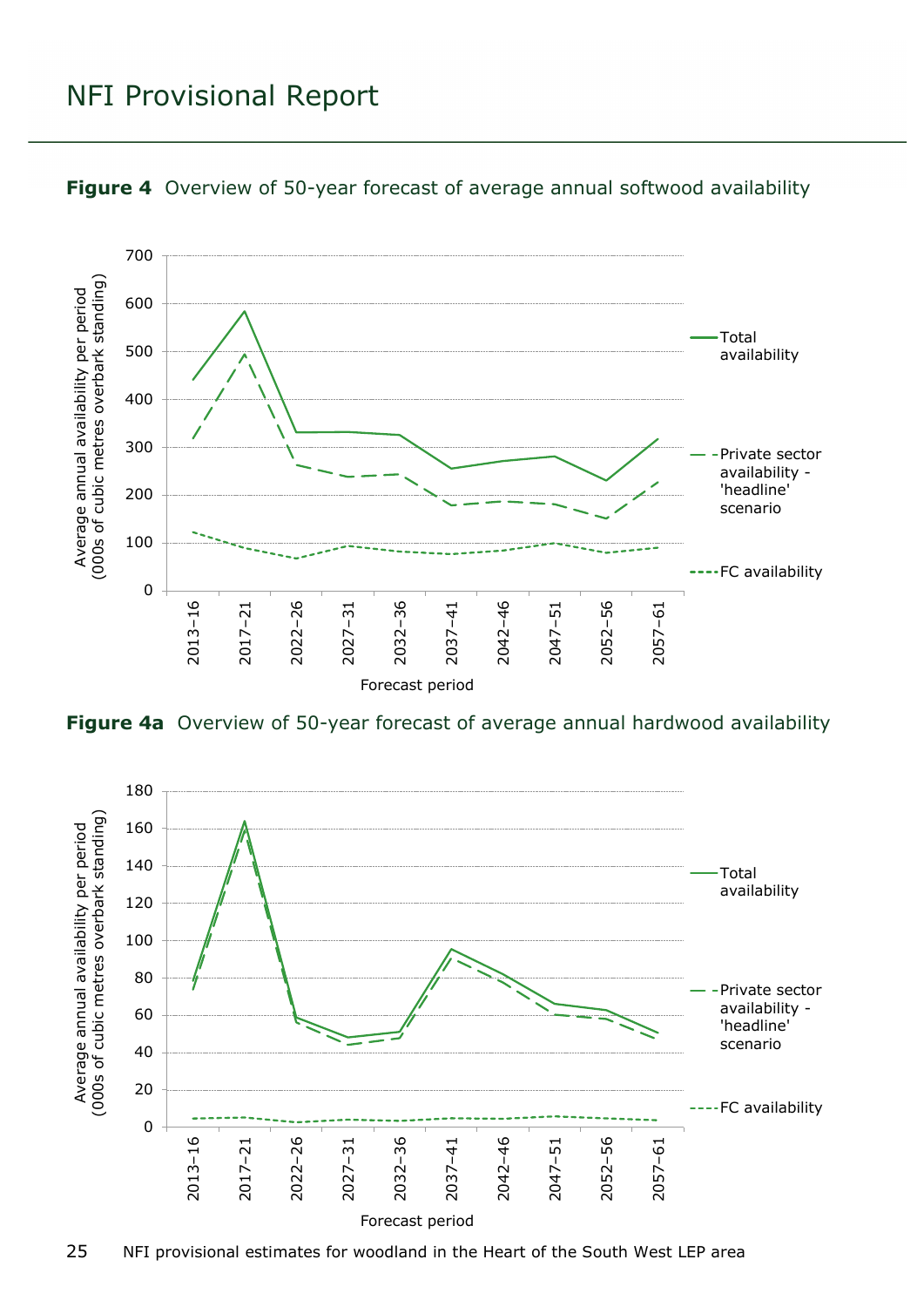**Figure 4** Overview of 50-year forecast of average annual softwood availability

**Figure 4a** Overview of 50-year forecast of average annual hardwood availability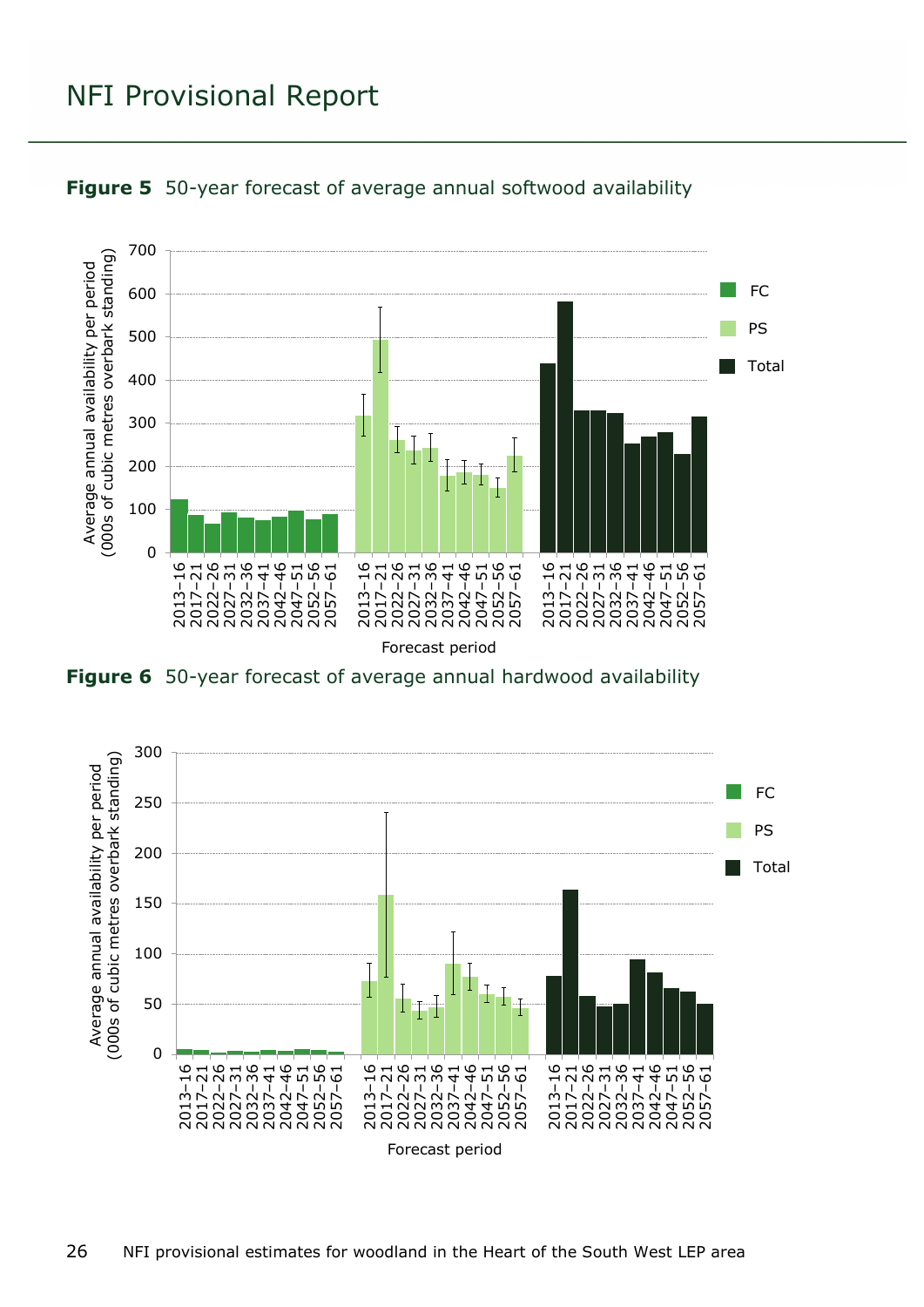**Figure 5** 50-year forecast of average annual softwood availability

**Figure 6** 50-year forecast of average annual hardwood availability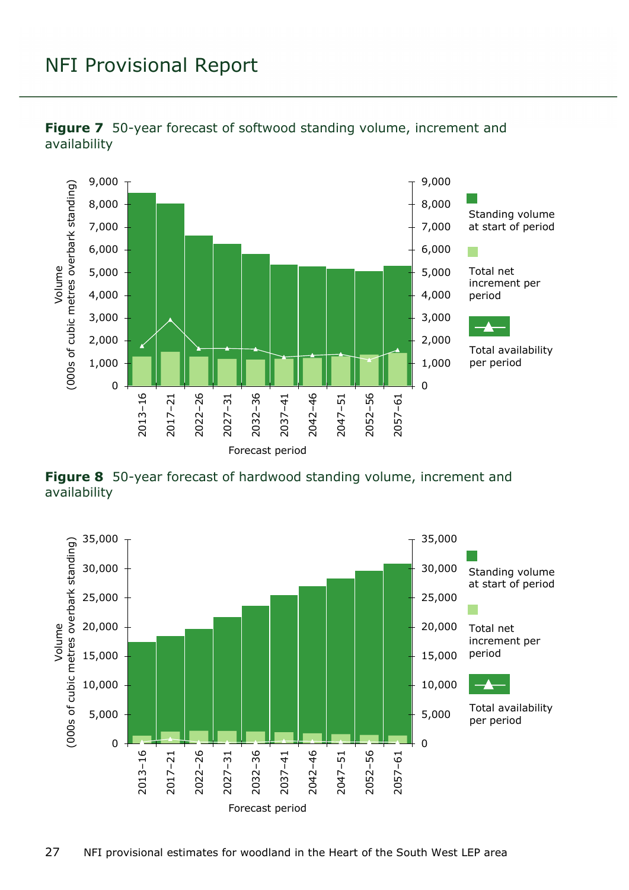**Figure 7** 50-year forecast of softwood standing volume, increment and availability

**Figure 8** 50-year forecast of hardwood standing volume, increment and availability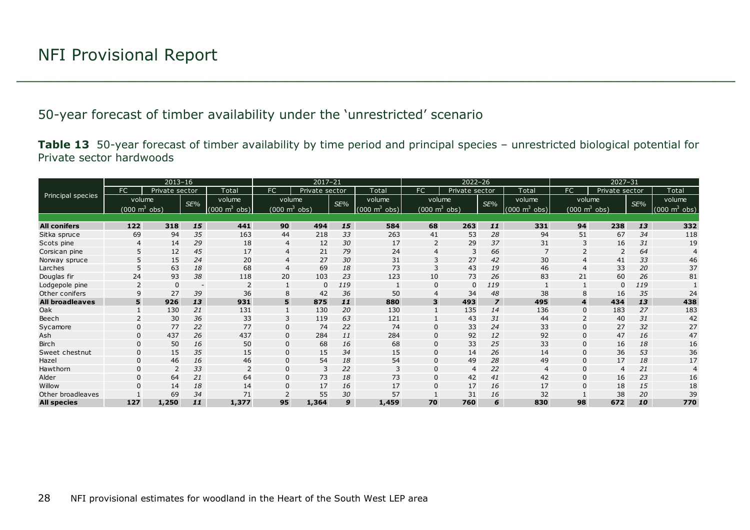## 50-year forecast of timber availability under the 'unrestricted' scenario

**Table 13** 50-year forecast of timber availability by time period and principal species – unrestricted biological potential for Private sector hardwoods

| Principal species | 2013–16 | | | | 2017–21 | | | | 2022–26 | | | | 2027–31 | | | |
|---|---|---|---|---|---|---|---|---|---|---|---|---|---|---|---|---|
| | FC | Private sector | | Total | FC | Private sector | | Total | FC | Private sector | | Total | FC | Private sector | | Total |
| | volume (000 m³ obs) | | SE% | volume (000 m³ obs) | volume (000 m³ obs) | | SE% | volume (000 m³ obs) | volume (000 m³ obs) | | SE% | volume (000 m³ obs) | volume (000 m³ obs) | | SE% | volume (000 m³ obs) |
| **All conifers** | **122** | **318** | ***15*** | **441** | **90** | **494** | ***15*** | **584** | **68** | **263** | ***11*** | **331** | **94** | **238** | ***13*** | **332** |
| Sitka spruce | 69 | 94 | *35* | 163 | 44 | 218 | *33* | 263 | 41 | 53 | *28* | 94 | 51 | 67 | *34* | 118 |
| Scots pine | 4 | 14 | *29* | 18 | 4 | 12 | *30* | 17 | 2 | 29 | *37* | 31 | 3 | 16 | *31* | 19 |
| Corsican pine | 5 | 12 | *45* | 17 | 4 | 21 | *79* | 24 | 4 | 3 | *66* | 7 | 2 | 2 | *64* | 4 |
| Norway spruce | 5 | 15 | *24* | 20 | 4 | 27 | *30* | 31 | 3 | 27 | *42* | 30 | 4 | 41 | *33* | 46 |
| Larches | 5 | 63 | *18* | 68 | 4 | 69 | *18* | 73 | 3 | 43 | *19* | 46 | 4 | 33 | *20* | 37 |
| Douglas fir | 24 | 93 | *38* | 118 | 20 | 103 | *23* | 123 | 10 | 73 | *26* | 83 | 21 | 60 | *26* | 81 |
| Lodgepole pine | 2 | 0 | - | 2 | 1 | 0 | *119* | 1 | 0 | 0 | *119* | 1 | 1 | 0 | *119* | 1 |
| Other conifers | 9 | 27 | *39* | 36 | 8 | 42 | *36* | 50 | 4 | 34 | *48* | 38 | 8 | 16 | *35* | 24 |
| **All broadleaves** | **5** | **926** | ***13*** | **931** | **5** | **875** | ***11*** | **880** | **3** | **493** | ***7*** | **495** | **4** | **434** | ***13*** | **438** |
| Oak | 1 | 130 | *21* | 131 | 1 | 130 | *20* | 130 | 1 | 135 | *14* | 136 | 0 | 183 | *27* | 183 |
| Beech | 2 | 30 | *36* | 33 | 3 | 119 | *63* | 121 | 1 | 43 | *31* | 44 | 2 | 40 | *31* | 42 |
| Sycamore | 0 | 77 | *22* | 77 | 0 | 74 | *22* | 74 | 0 | 33 | *24* | 33 | 0 | 27 | *32* | 27 |
| Ash | 0 | 437 | *26* | 437 | 0 | 284 | *11* | 284 | 0 | 92 | *12* | 92 | 0 | 47 | *16* | 47 |
| Birch | 0 | 50 | *16* | 50 | 0 | 68 | *16* | 68 | 0 | 33 | *25* | 33 | 0 | 16 | *18* | 16 |
| Sweet chestnut | 0 | 15 | *35* | 15 | 0 | 15 | *34* | 15 | 0 | 14 | *26* | 14 | 0 | 36 | *53* | 36 |
| Hazel | 0 | 46 | *16* | 46 | 0 | 54 | *18* | 54 | 0 | 49 | *28* | 49 | 0 | 17 | *18* | 17 |
| Hawthorn | 0 | 2 | *33* | 2 | 0 | 3 | *22* | 3 | 0 | 4 | *22* | 4 | 0 | 4 | *21* | 4 |
| Alder | 0 | 64 | *21* | 64 | 0 | 73 | *18* | 73 | 0 | 42 | *41* | 42 | 0 | 16 | *23* | 16 |
| Willow | 0 | 14 | *18* | 14 | 0 | 17 | *16* | 17 | 0 | 17 | *16* | 17 | 0 | 18 | *15* | 18 |
| Other broadleaves | 1 | 69 | *34* | 71 | 2 | 55 | *30* | 57 | 1 | 31 | *16* | 32 | 1 | 38 | *20* | 39 |
| **All species** | **127** | **1,250** | ***11*** | **1,377** | **95** | **1,364** | ***9*** | **1,459** | **70** | **760** | ***6*** | **830** | **98** | **672** | ***10*** | **770** |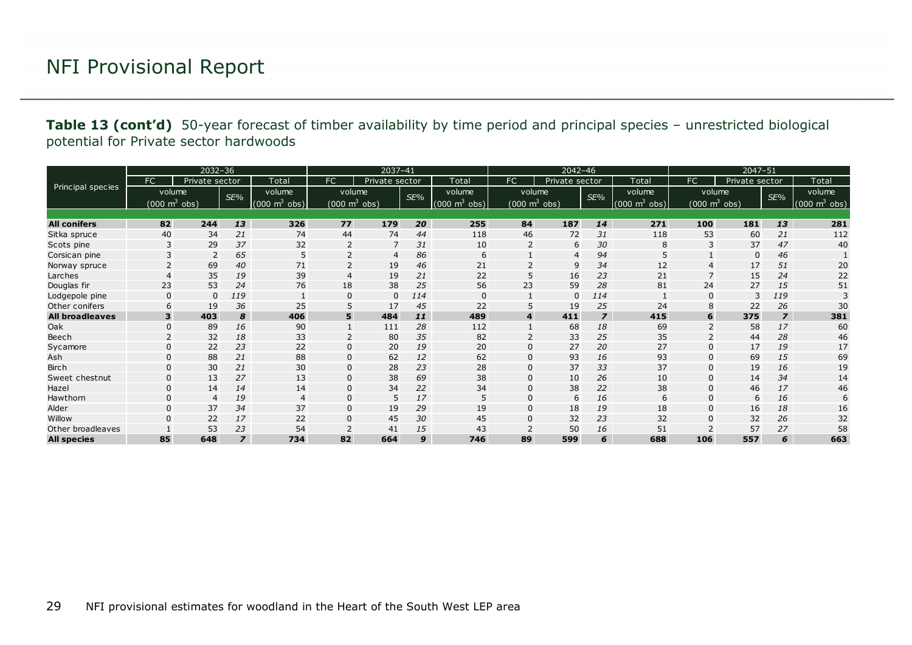# NFI Provisional Report

**Table 13 (cont'd)** 50-year forecast of timber availability by time period and principal species – unrestricted biological potential for Private sector hardwoods

| Principal species | 2032–36 | | | | 2037–41 | | | | 2042–46 | | | | 2047–51 | | | |
|---|---|---|---|---|---|---|---|---|---|---|---|---|---|---|---|---|
| | FC | Private sector | | Total | FC | Private sector | | Total | FC | Private sector | | Total | FC | Private sector | | Total |
| | volume (000 m³ obs) | | *SE%* | volume (000 m³ obs) | volume (000 m³ obs) | | *SE%* | volume (000 m³ obs) | volume (000 m³ obs) | | *SE%* | volume (000 m³ obs) | volume (000 m³ obs) | | *SE%* | volume (000 m³ obs) |
| **All conifers** | **82** | **244** | ***13*** | **326** | **77** | **179** | ***20*** | **255** | **84** | **187** | ***14*** | **271** | **100** | **181** | ***13*** | **281** |
| Sitka spruce | 40 | 34 | *21* | 74 | 44 | 74 | *44* | 118 | 46 | 72 | *31* | 118 | 53 | 60 | *21* | 112 |
| Scots pine | 3 | 29 | *37* | 32 | 2 | 7 | *31* | 10 | 2 | 6 | *30* | 8 | 3 | 37 | *47* | 40 |
| Corsican pine | 3 | 2 | *65* | 5 | 2 | 4 | *86* | 6 | 1 | 4 | *94* | 5 | 1 | 0 | *46* | 1 |
| Norway spruce | 2 | 69 | *40* | 71 | 2 | 19 | *46* | 21 | 2 | 9 | *34* | 12 | 4 | 17 | *51* | 20 |
| Larches | 4 | 35 | *19* | 39 | 4 | 19 | *21* | 22 | 5 | 16 | *23* | 21 | 7 | 15 | *24* | 22 |
| Douglas fir | 23 | 53 | *24* | 76 | 18 | 38 | *25* | 56 | 23 | 59 | *28* | 81 | 24 | 27 | *15* | 51 |
| Lodgepole pine | 0 | 0 | *119* | 1 | 0 | 0 | *114* | 0 | 1 | 0 | *114* | 1 | 0 | 3 | *119* | 3 |
| Other conifers | 6 | 19 | *36* | 25 | 5 | 17 | *45* | 22 | 5 | 19 | *25* | 24 | 8 | 22 | *26* | 30 |
| **All broadleaves** | **3** | **403** | ***8*** | **406** | **5** | **484** | ***11*** | **489** | **4** | **411** | ***7*** | **415** | **6** | **375** | ***7*** | **381** |
| Oak | 0 | 89 | *16* | 90 | 1 | 111 | *28* | 112 | 1 | 68 | *18* | 69 | 2 | 58 | *17* | 60 |
| Beech | 2 | 32 | *18* | 33 | 2 | 80 | *35* | 82 | 2 | 33 | *25* | 35 | 2 | 44 | *28* | 46 |
| Sycamore | 0 | 22 | *23* | 22 | 0 | 20 | *19* | 20 | 0 | 27 | *20* | 27 | 0 | 17 | *19* | 17 |
| Ash | 0 | 88 | *21* | 88 | 0 | 62 | *12* | 62 | 0 | 93 | *16* | 93 | 0 | 69 | *15* | 69 |
| Birch | 0 | 30 | *21* | 30 | 0 | 28 | *23* | 28 | 0 | 37 | *33* | 37 | 0 | 19 | *16* | 19 |
| Sweet chestnut | 0 | 13 | *27* | 13 | 0 | 38 | *69* | 38 | 0 | 10 | *26* | 10 | 0 | 14 | *34* | 14 |
| Hazel | 0 | 14 | *14* | 14 | 0 | 34 | *22* | 34 | 0 | 38 | *22* | 38 | 0 | 46 | *17* | 46 |
| Hawthorn | 0 | 4 | *19* | 4 | 0 | 5 | *17* | 5 | 0 | 6 | *16* | 6 | 0 | 6 | *16* | 6 |
| Alder | 0 | 37 | *34* | 37 | 0 | 19 | *29* | 19 | 0 | 18 | *19* | 18 | 0 | 16 | *18* | 16 |
| Willow | 0 | 22 | *17* | 22 | 0 | 45 | *30* | 45 | 0 | 32 | *23* | 32 | 0 | 32 | *26* | 32 |
| Other broadleaves | 1 | 53 | *23* | 54 | 2 | 41 | *15* | 43 | 2 | 50 | *16* | 51 | 2 | 57 | *27* | 58 |
| **All species** | **85** | **648** | ***7*** | **734** | **82** | **664** | ***9*** | **746** | **89** | **599** | ***6*** | **688** | **106** | **557** | ***6*** | **663** |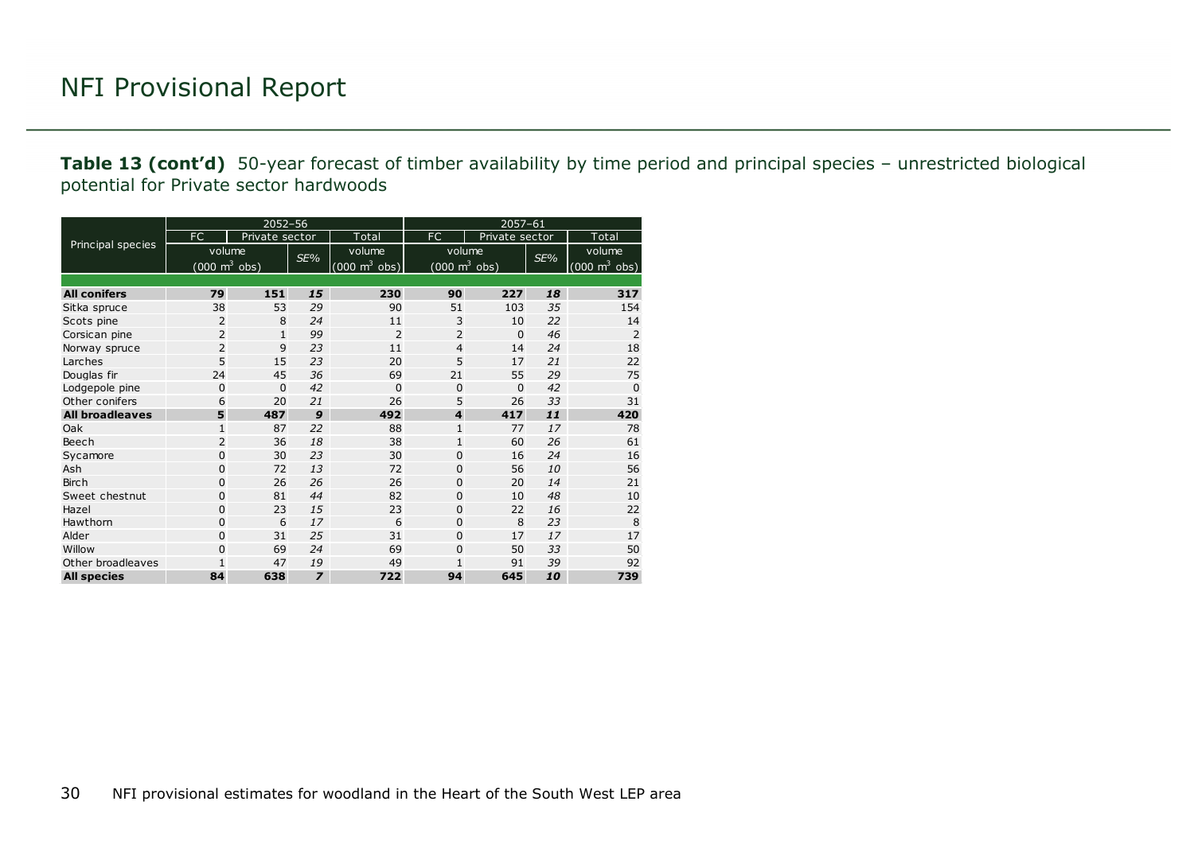# NFI Provisional Report

**Table 13 (cont'd)** 50-year forecast of timber availability by time period and principal species – unrestricted biological potential for Private sector hardwoods

| Principal species | 2052–56 | | | | 2057–61 | | | |
|---|---|---|---|---|---|---|---|---|
| | FC | Private sector | | Total | FC | Private sector | | Total |
| | volume (000 m³ obs) | | SE% | volume (000 m³ obs) | volume (000 m³ obs) | | SE% | volume (000 m³ obs) |
| **All conifers** | **79** | **151** | ***15*** | **230** | **90** | **227** | ***18*** | **317** |
| Sitka spruce | 38 | 53 | *29* | 90 | 51 | 103 | *35* | 154 |
| Scots pine | 2 | 8 | *24* | 11 | 3 | 10 | *22* | 14 |
| Corsican pine | 2 | 1 | *99* | 2 | 2 | 0 | *46* | 2 |
| Norway spruce | 2 | 9 | *23* | 11 | 4 | 14 | *24* | 18 |
| Larches | 5 | 15 | *23* | 20 | 5 | 17 | *21* | 22 |
| Douglas fir | 24 | 45 | *36* | 69 | 21 | 55 | *29* | 75 |
| Lodgepole pine | 0 | 0 | *42* | 0 | 0 | 0 | *42* | 0 |
| Other conifers | 6 | 20 | *21* | 26 | 5 | 26 | *33* | 31 |
| **All broadleaves** | **5** | **487** | ***9*** | **492** | **4** | **417** | ***11*** | **420** |
| Oak | 1 | 87 | *22* | 88 | 1 | 77 | *17* | 78 |
| Beech | 2 | 36 | *18* | 38 | 1 | 60 | *26* | 61 |
| Sycamore | 0 | 30 | *23* | 30 | 0 | 16 | *24* | 16 |
| Ash | 0 | 72 | *13* | 72 | 0 | 56 | *10* | 56 |
| Birch | 0 | 26 | *26* | 26 | 0 | 20 | *14* | 21 |
| Sweet chestnut | 0 | 81 | *44* | 82 | 0 | 10 | *48* | 10 |
| Hazel | 0 | 23 | *15* | 23 | 0 | 22 | *16* | 22 |
| Hawthorn | 0 | 6 | *17* | 6 | 0 | 8 | *23* | 8 |
| Alder | 0 | 31 | *25* | 31 | 0 | 17 | *17* | 17 |
| Willow | 0 | 69 | *24* | 69 | 0 | 50 | *33* | 50 |
| Other broadleaves | 1 | 47 | *19* | 49 | 1 | 91 | *39* | 92 |
| **All species** | **84** | **638** | ***7*** | **722** | **94** | **645** | ***10*** | **739** |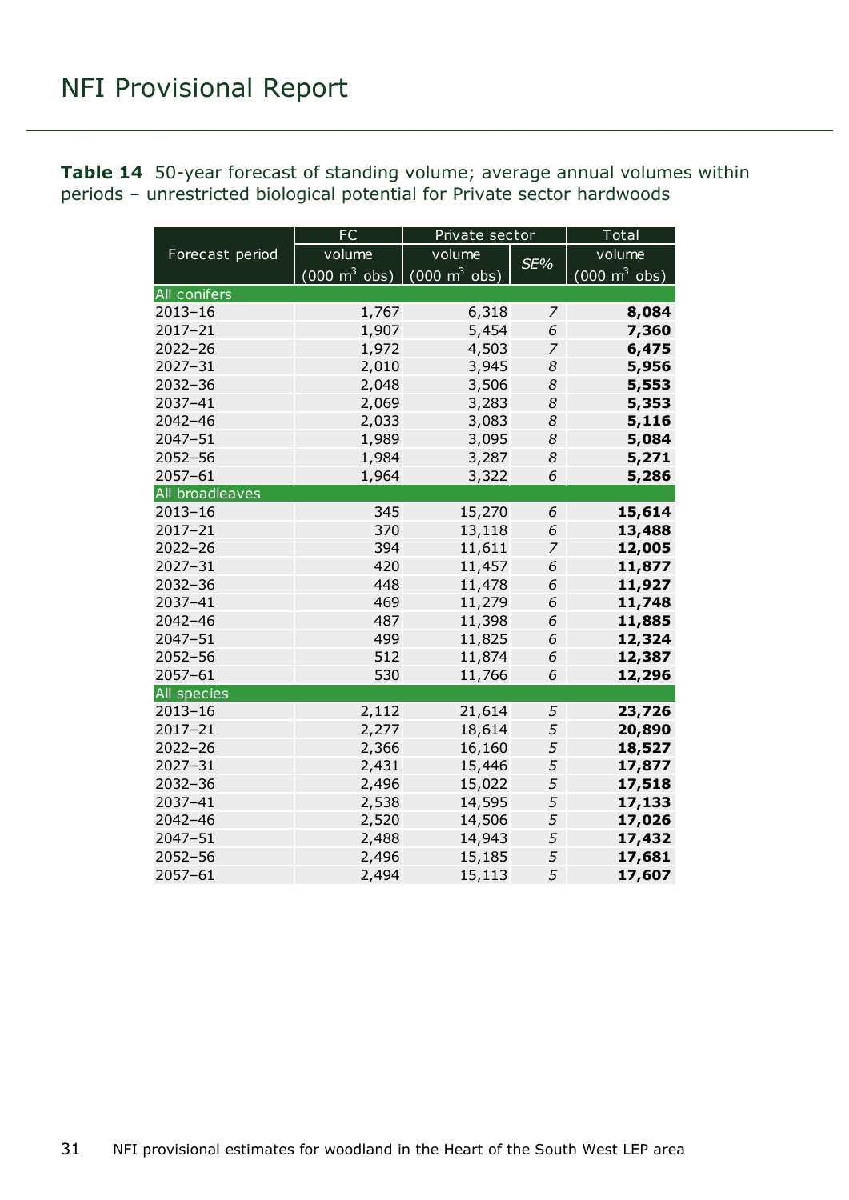**Table 14** 50-year forecast of standing volume; average annual volumes within periods – unrestricted biological potential for Private sector hardwoods

| Forecast period | FC | Private sector | | Total |
|---|---|---|---|---|
| | volume (000 $m^3$ obs) | volume (000 $m^3$ obs) | *SE%* | volume (000 $m^3$ obs) |
| **All conifers** | | | | |
| 2013–16 | 1,767 | 6,318 | *7* | **8,084** |
| 2017–21 | 1,907 | 5,454 | *6* | **7,360** |
| 2022–26 | 1,972 | 4,503 | *7* | **6,475** |
| 2027–31 | 2,010 | 3,945 | *8* | **5,956** |
| 2032–36 | 2,048 | 3,506 | *8* | **5,553** |
| 2037–41 | 2,069 | 3,283 | *8* | **5,353** |
| 2042–46 | 2,033 | 3,083 | *8* | **5,116** |
| 2047–51 | 1,989 | 3,095 | *8* | **5,084** |
| 2052–56 | 1,984 | 3,287 | *8* | **5,271** |
| 2057–61 | 1,964 | 3,322 | *6* | **5,286** |
| **All broadleaves** | | | | |
| 2013–16 | 345 | 15,270 | *6* | **15,614** |
| 2017–21 | 370 | 13,118 | *6* | **13,488** |
| 2022–26 | 394 | 11,611 | *7* | **12,005** |
| 2027–31 | 420 | 11,457 | *6* | **11,877** |
| 2032–36 | 448 | 11,478 | *6* | **11,927** |
| 2037–41 | 469 | 11,279 | *6* | **11,748** |
| 2042–46 | 487 | 11,398 | *6* | **11,885** |
| 2047–51 | 499 | 11,825 | *6* | **12,324** |
| 2052–56 | 512 | 11,874 | *6* | **12,387** |
| 2057–61 | 530 | 11,766 | *6* | **12,296** |
| **All species** | | | | |
| 2013–16 | 2,112 | 21,614 | *5* | **23,726** |
| 2017–21 | 2,277 | 18,614 | *5* | **20,890** |
| 2022–26 | 2,366 | 16,160 | *5* | **18,527** |
| 2027–31 | 2,431 | 15,446 | *5* | **17,877** |
| 2032–36 | 2,496 | 15,022 | *5* | **17,518** |
| 2037–41 | 2,538 | 14,595 | *5* | **17,133** |
| 2042–46 | 2,520 | 14,506 | *5* | **17,026** |
| 2047–51 | 2,488 | 14,943 | *5* | **17,432** |
| 2052–56 | 2,496 | 15,185 | *5* | **17,681** |
| 2057–61 | 2,494 | 15,113 | *5* | **17,607** |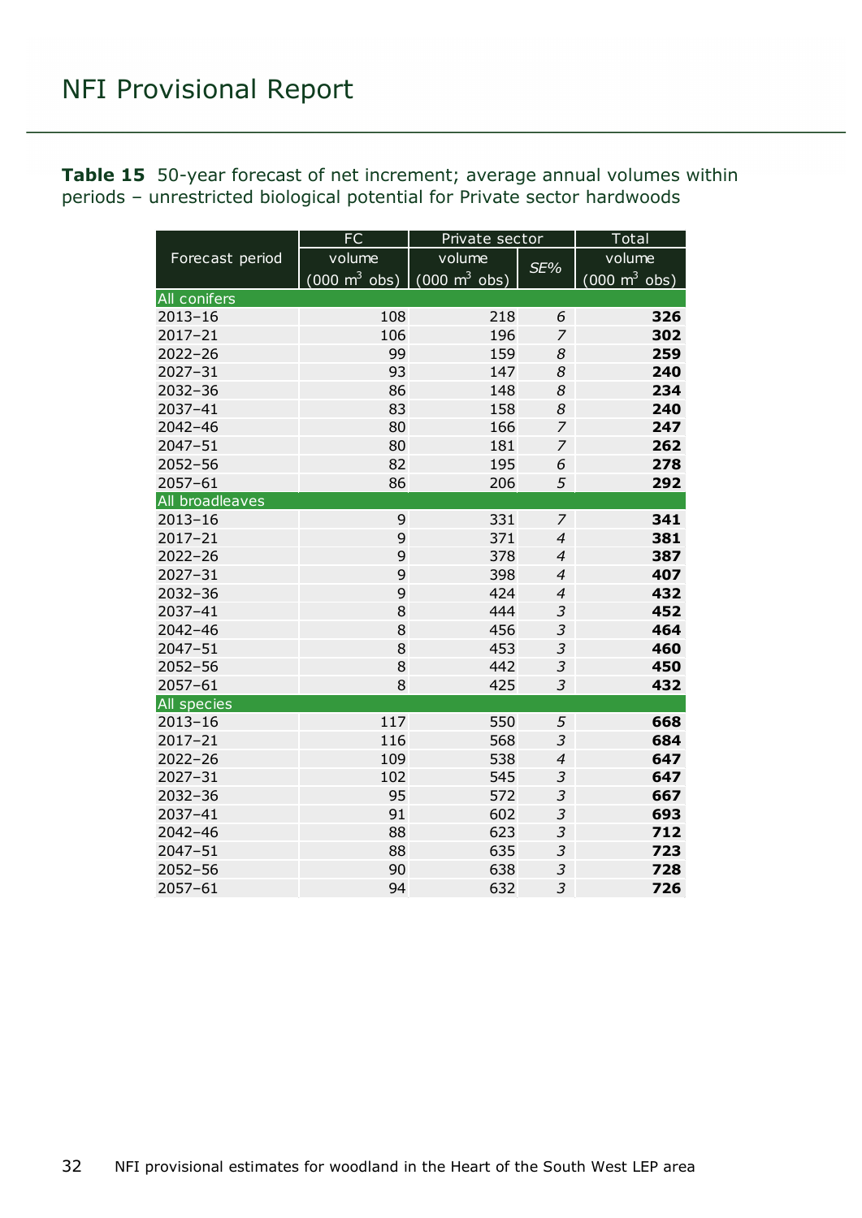**Table 15** 50-year forecast of net increment; average annual volumes within periods – unrestricted biological potential for Private sector hardwoods

| Forecast period | FC | Private sector | | Total |
|---|---|---|---|---|
| | volume (000 $m^3$ obs) | volume (000 $m^3$ obs) | *SE%* | volume (000 $m^3$ obs) |
| **All conifers** | | | | |
| 2013–16 | 108 | 218 | *6* | **326** |
| 2017–21 | 106 | 196 | *7* | **302** |
| 2022–26 | 99 | 159 | *8* | **259** |
| 2027–31 | 93 | 147 | *8* | **240** |
| 2032–36 | 86 | 148 | *8* | **234** |
| 2037–41 | 83 | 158 | *8* | **240** |
| 2042–46 | 80 | 166 | *7* | **247** |
| 2047–51 | 80 | 181 | *7* | **262** |
| 2052–56 | 82 | 195 | *6* | **278** |
| 2057–61 | 86 | 206 | *5* | **292** |
| **All broadleaves** | | | | |
| 2013–16 | 9 | 331 | *7* | **341** |
| 2017–21 | 9 | 371 | *4* | **381** |
| 2022–26 | 9 | 378 | *4* | **387** |
| 2027–31 | 9 | 398 | *4* | **407** |
| 2032–36 | 9 | 424 | *4* | **432** |
| 2037–41 | 8 | 444 | *3* | **452** |
| 2042–46 | 8 | 456 | *3* | **464** |
| 2047–51 | 8 | 453 | *3* | **460** |
| 2052–56 | 8 | 442 | *3* | **450** |
| 2057–61 | 8 | 425 | *3* | **432** |
| **All species** | | | | |
| 2013–16 | 117 | 550 | *5* | **668** |
| 2017–21 | 116 | 568 | *3* | **684** |
| 2022–26 | 109 | 538 | *4* | **647** |
| 2027–31 | 102 | 545 | *3* | **647** |
| 2032–36 | 95 | 572 | *3* | **667** |
| 2037–41 | 91 | 602 | *3* | **693** |
| 2042–46 | 88 | 623 | *3* | **712** |
| 2047–51 | 88 | 635 | *3* | **723** |
| 2052–56 | 90 | 638 | *3* | **728** |
| 2057–61 | 94 | 632 | *3* | **726** |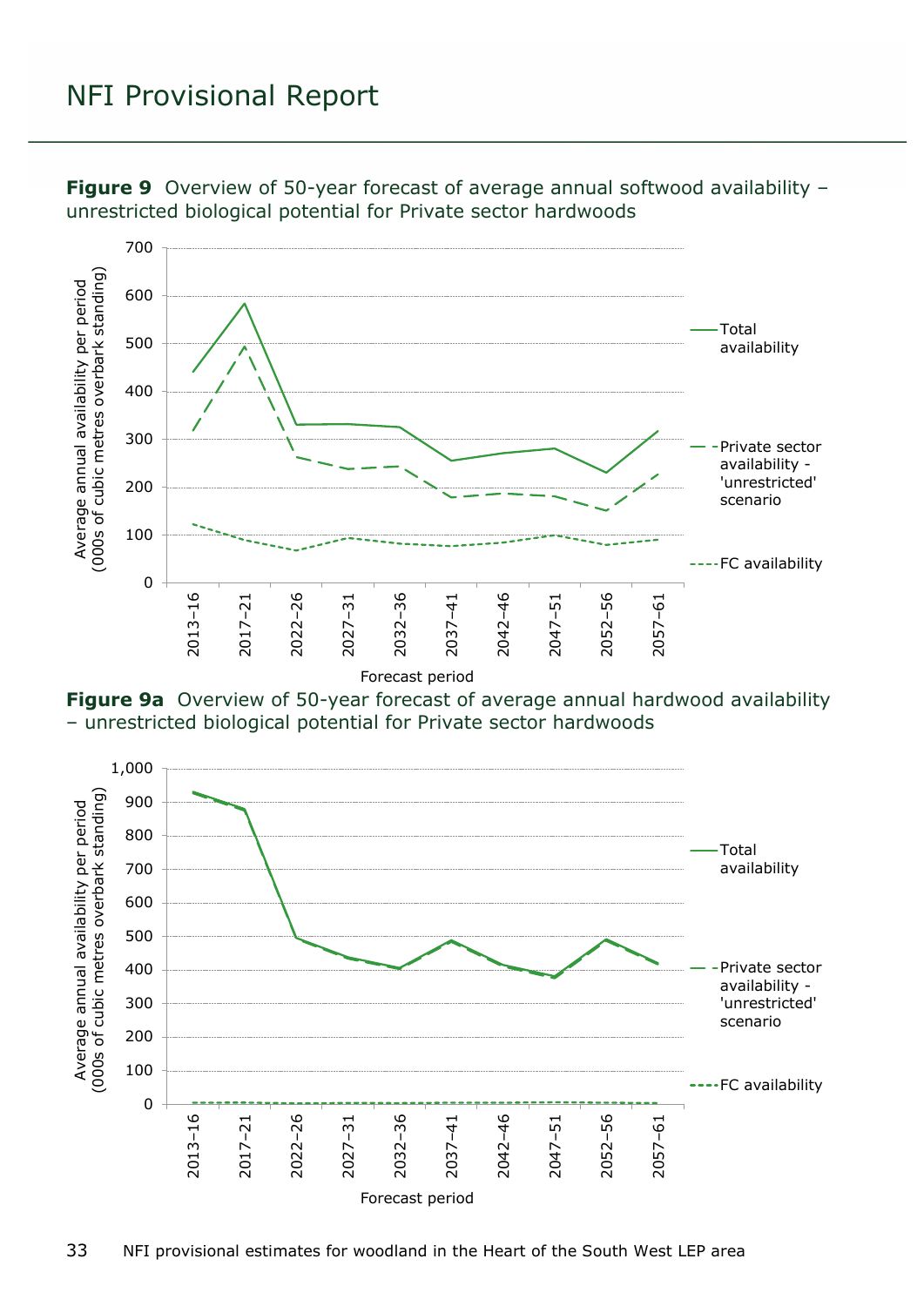**Figure 9** Overview of 50-year forecast of average annual softwood availability – unrestricted biological potential for Private sector hardwoods

**Figure 9a** Overview of 50-year forecast of average annual hardwood availability – unrestricted biological potential for Private sector hardwoods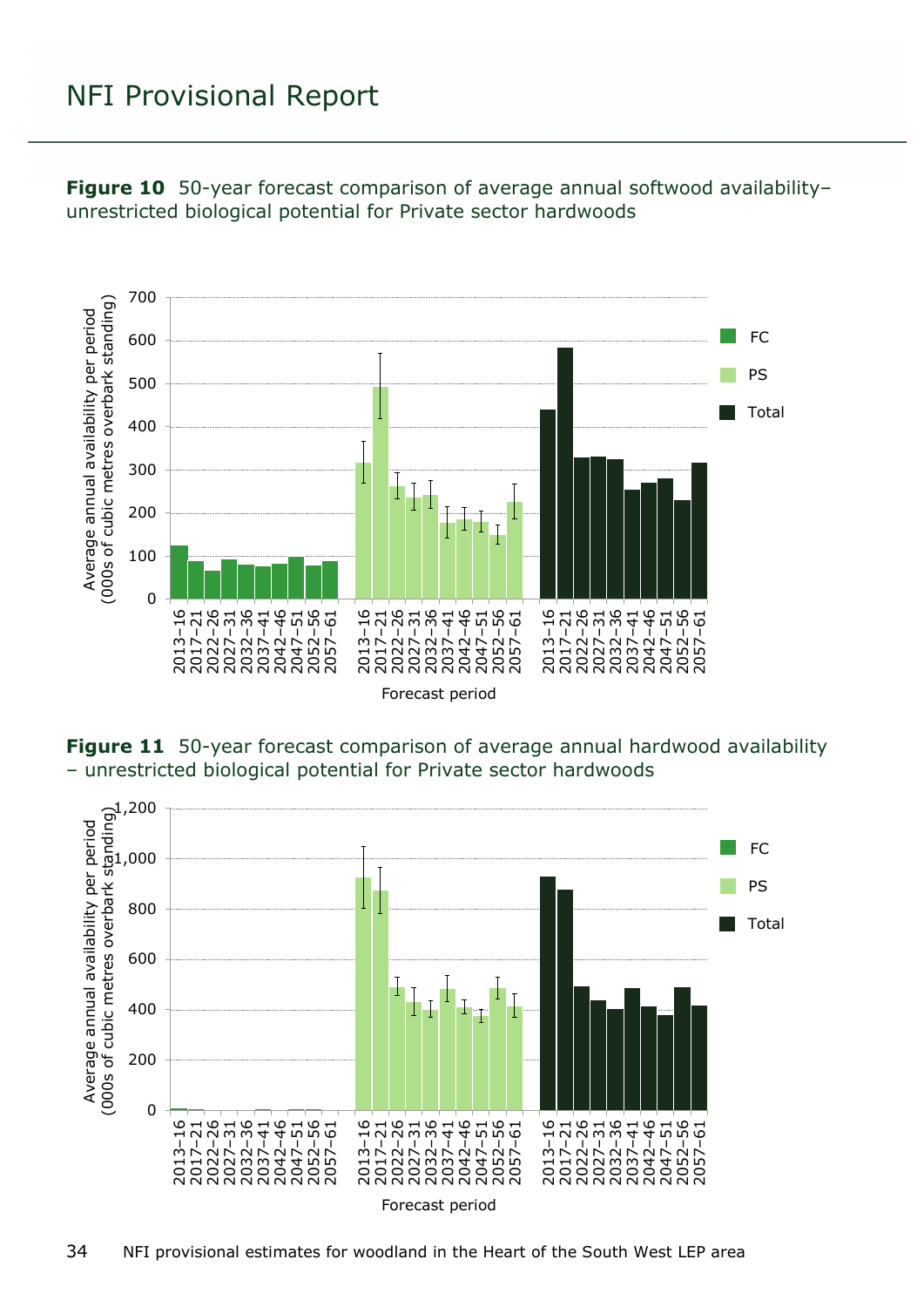**Figure 10** 50-year forecast comparison of average annual softwood availability– unrestricted biological potential for Private sector hardwoods

**Figure 11** 50-year forecast comparison of average annual hardwood availability – unrestricted biological potential for Private sector hardwoods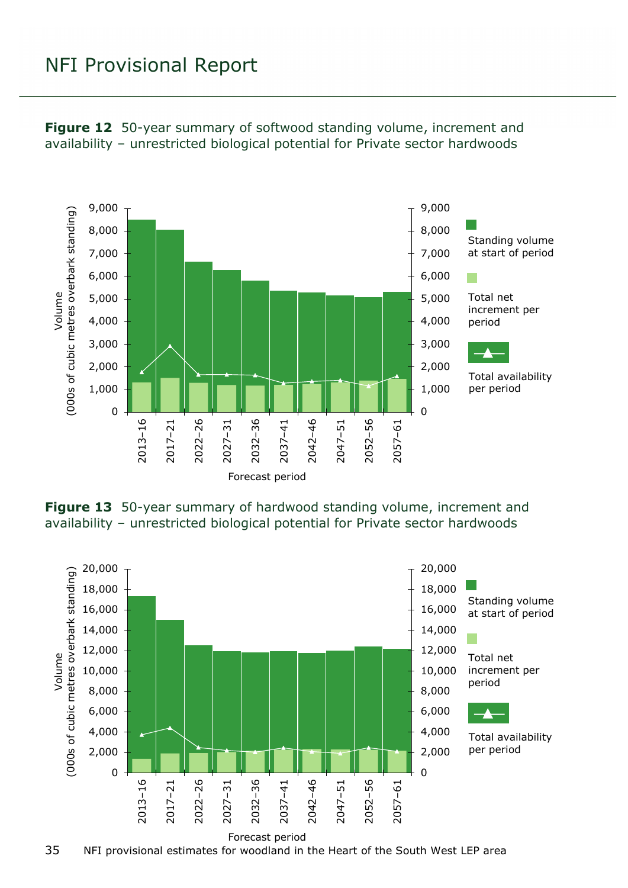**Figure 12** 50-year summary of softwood standing volume, increment and availability – unrestricted biological potential for Private sector hardwoods

**Figure 13** 50-year summary of hardwood standing volume, increment and availability – unrestricted biological potential for Private sector hardwoods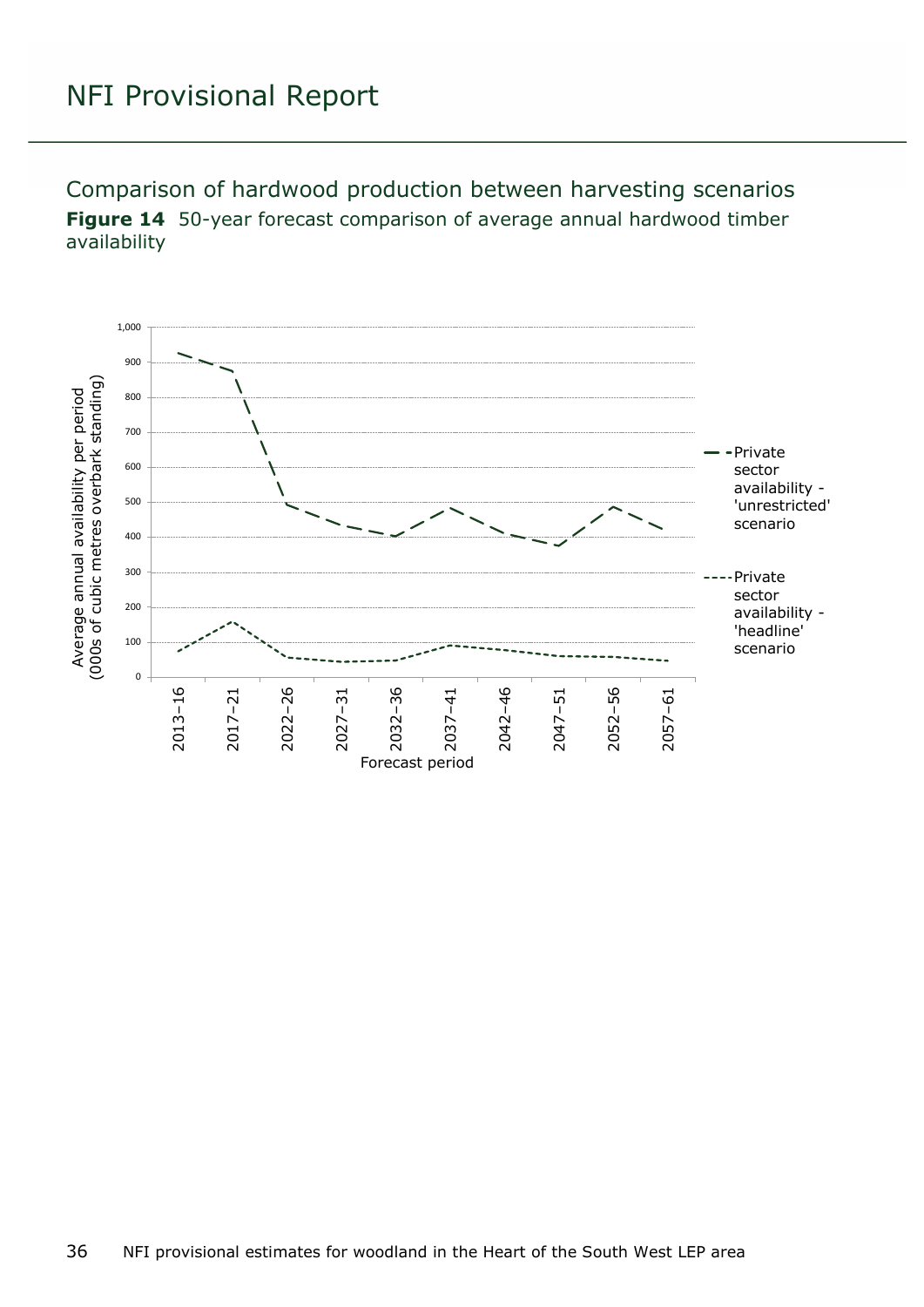## Comparison of hardwood production between harvesting scenarios

**Figure 14** 50-year forecast comparison of average annual hardwood timber availability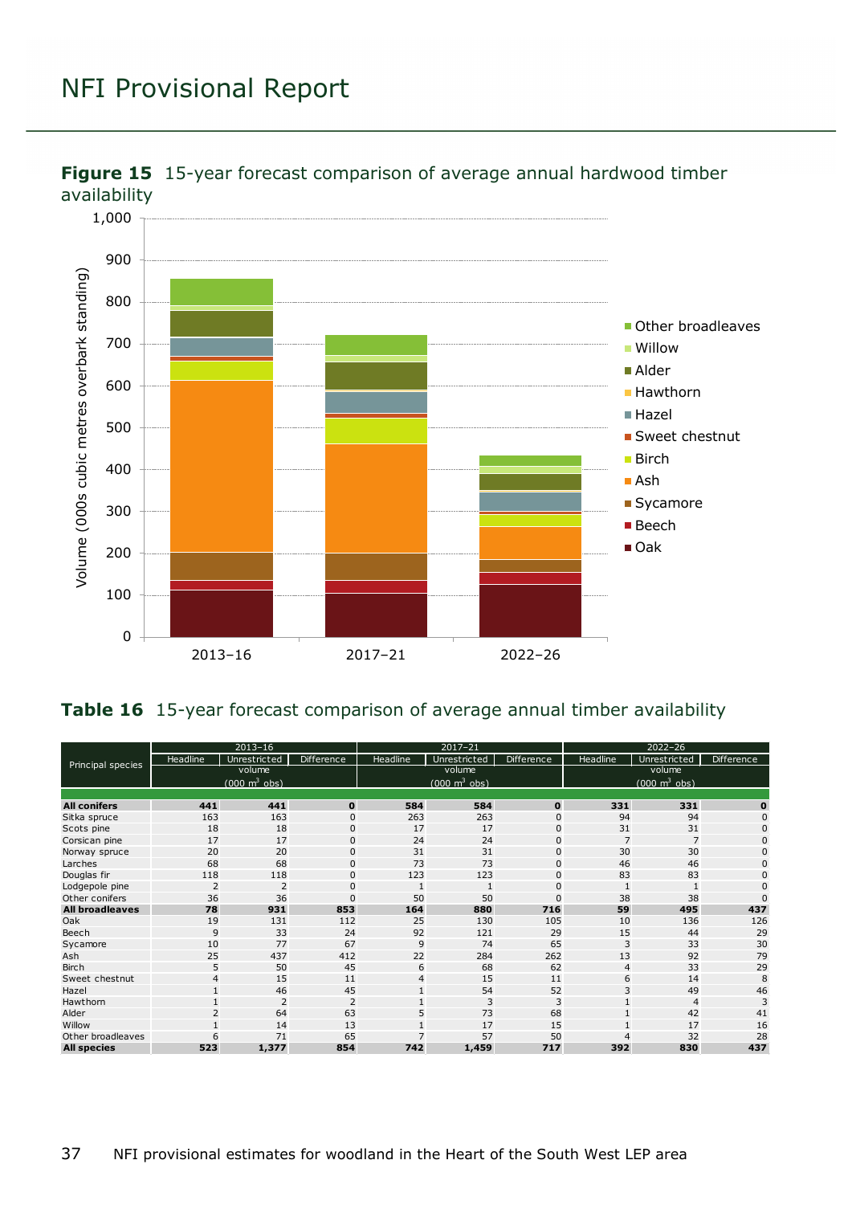**Figure 15** 15-year forecast comparison of average annual hardwood timber availability

**Table 16** 15-year forecast comparison of average annual timber availability

| Principal species | 2013–16 | | | 2017–21 | | | 2022–26 | | |
|---|---|---|---|---|---|---|---|---|---|
| | Headline | Unrestricted | Difference | Headline | Unrestricted | Difference | Headline | Unrestricted | Difference |
| | volume (000 m³ obs) | | | volume (000 m³ obs) | | | volume (000 m³ obs) | | |
| **All conifers** | **441** | **441** | **0** | **584** | **584** | **0** | **331** | **331** | **0** |
| Sitka spruce | 163 | 163 | 0 | 263 | 263 | 0 | 94 | 94 | 0 |
| Scots pine | 18 | 18 | 0 | 17 | 17 | 0 | 31 | 31 | 0 |
| Corsican pine | 17 | 17 | 0 | 24 | 24 | 0 | 7 | 7 | 0 |
| Norway spruce | 20 | 20 | 0 | 31 | 31 | 0 | 30 | 30 | 0 |
| Larches | 68 | 68 | 0 | 73 | 73 | 0 | 46 | 46 | 0 |
| Douglas fir | 118 | 118 | 0 | 123 | 123 | 0 | 83 | 83 | 0 |
| Lodgepole pine | 2 | 2 | 0 | 1 | 1 | 0 | 1 | 1 | 0 |
| Other conifers | 36 | 36 | 0 | 50 | 50 | 0 | 38 | 38 | 0 |
| **All broadleaves** | **78** | **931** | **853** | **164** | **880** | **716** | **59** | **495** | **437** |
| Oak | 19 | 131 | 112 | 25 | 130 | 105 | 10 | 136 | 126 |
| Beech | 9 | 33 | 24 | 92 | 121 | 29 | 15 | 44 | 29 |
| Sycamore | 10 | 77 | 67 | 9 | 74 | 65 | 3 | 33 | 30 |
| Ash | 25 | 437 | 412 | 22 | 284 | 262 | 13 | 92 | 79 |
| Birch | 5 | 50 | 45 | 6 | 68 | 62 | 4 | 33 | 29 |
| Sweet chestnut | 4 | 15 | 11 | 4 | 15 | 11 | 6 | 14 | 8 |
| Hazel | 1 | 46 | 45 | 1 | 54 | 52 | 3 | 49 | 46 |
| Hawthorn | 1 | 2 | 2 | 1 | 3 | 3 | 1 | 4 | 3 |
| Alder | 2 | 64 | 63 | 5 | 73 | 68 | 1 | 42 | 41 |
| Willow | 1 | 14 | 13 | 1 | 17 | 15 | 1 | 17 | 16 |
| Other broadleaves | 6 | 71 | 65 | 7 | 57 | 50 | 4 | 32 | 28 |
| **All species** | **523** | **1,377** | **854** | **742** | **1,459** | **717** | **392** | **830** | **437** |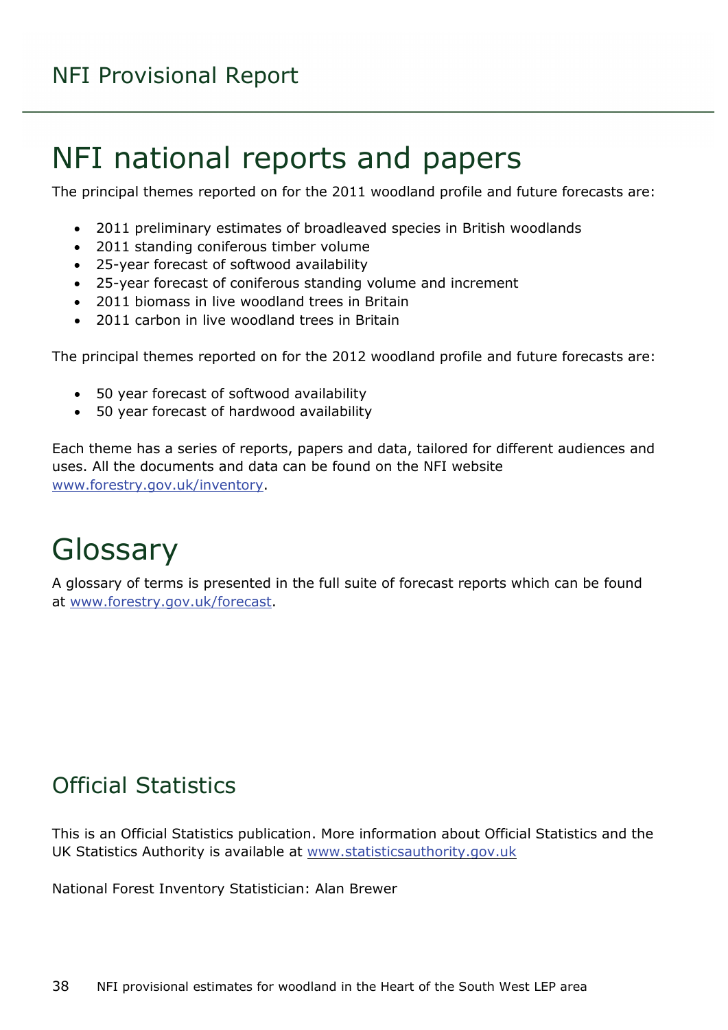# NFI national reports and papers

The principal themes reported on for the 2011 woodland profile and future forecasts are:

- 2011 preliminary estimates of broadleaved species in British woodlands
- 2011 standing coniferous timber volume
- 25-year forecast of softwood availability
- 25-year forecast of coniferous standing volume and increment
- 2011 biomass in live woodland trees in Britain
- 2011 carbon in live woodland trees in Britain

The principal themes reported on for the 2012 woodland profile and future forecasts are:

- 50 year forecast of softwood availability
- 50 year forecast of hardwood availability

Each theme has a series of reports, papers and data, tailored for different audiences and uses. All the documents and data can be found on the NFI website www.forestry.gov.uk/inventory.

# Glossary

A glossary of terms is presented in the full suite of forecast reports which can be found at www.forestry.gov.uk/forecast.

## Official Statistics

This is an Official Statistics publication. More information about Official Statistics and the UK Statistics Authority is available at www.statisticsauthority.gov.uk

National Forest Inventory Statistician: Alan Brewer